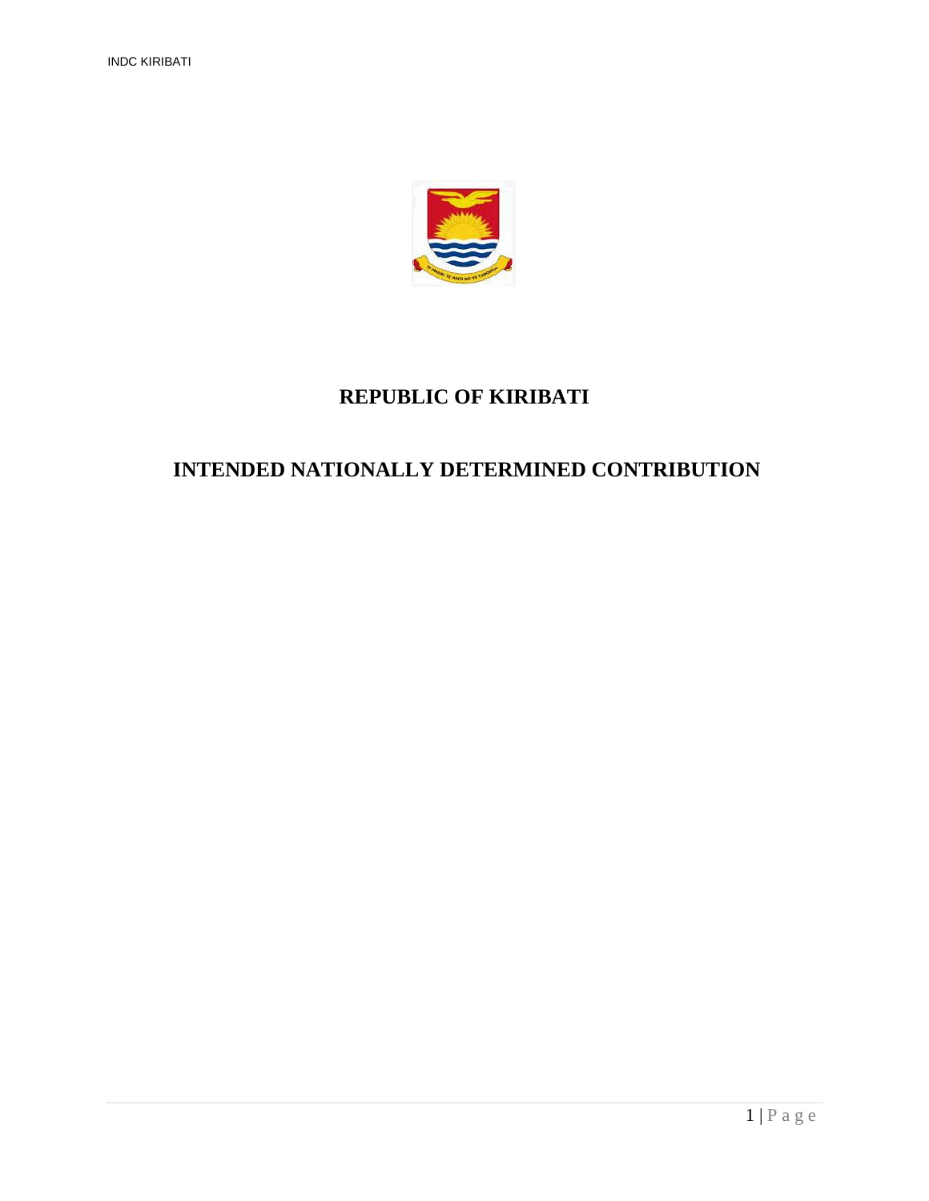# REPUBLIC OF KIRIBATI

# INTENDED NATIONALLY DETERMINED CONTRIBUTION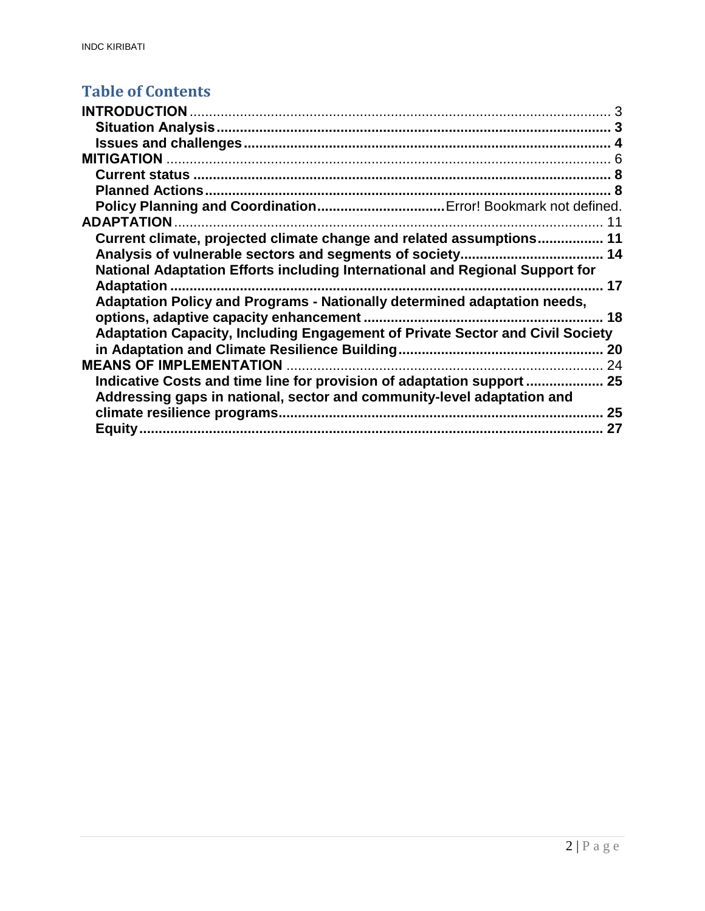## Table of Contents

- **INTRODUCTION** ........ 3
  - **Situation Analysis** ........ 3
  - **Issues and challenges** ........ 4
- **MITIGATION** ........ 6
  - **Current status** ........ 8
  - **Planned Actions** ........ 8
  - **Policy Planning and Coordination** ........ Error! Bookmark not defined.
- **ADAPTATION** ........ 11
  - **Current climate, projected climate change and related assumptions** ........ 11
  - **Analysis of vulnerable sectors and segments of society** ........ 14
  - **National Adaptation Efforts including International and Regional Support for Adaptation** ........ 17
  - **Adaptation Policy and Programs - Nationally determined adaptation needs, options, adaptive capacity enhancement** ........ 18
  - **Adaptation Capacity, Including Engagement of Private Sector and Civil Society in Adaptation and Climate Resilience Building** ........ 20
- **MEANS OF IMPLEMENTATION** ........ 24
  - **Indicative Costs and time line for provision of adaptation support** ........ 25
  - **Addressing gaps in national, sector and community-level adaptation and climate resilience programs** ........ 25
  - **Equity** ........ 27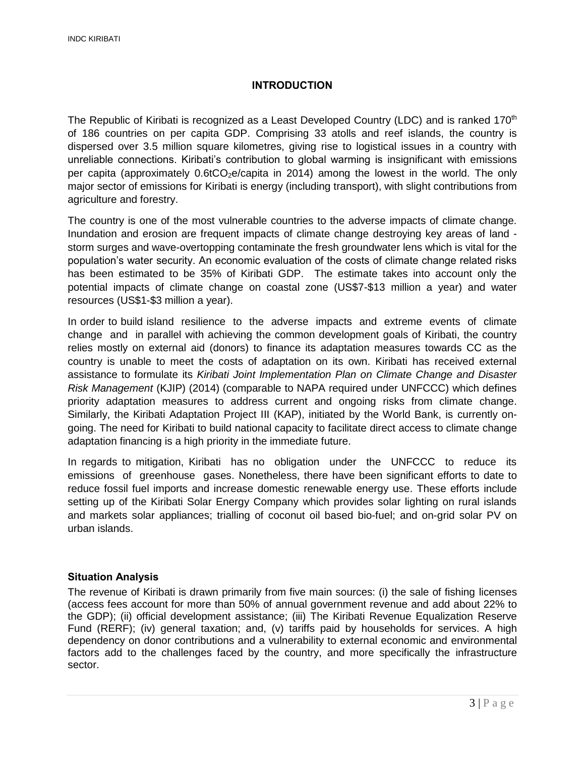## INTRODUCTION

The Republic of Kiribati is recognized as a Least Developed Country (LDC) and is ranked 170th of 186 countries on per capita GDP. Comprising 33 atolls and reef islands, the country is dispersed over 3.5 million square kilometres, giving rise to logistical issues in a country with unreliable connections. Kiribati's contribution to global warming is insignificant with emissions per capita (approximately 0.6t$CO_2$e/capita in 2014) among the lowest in the world. The only major sector of emissions for Kiribati is energy (including transport), with slight contributions from agriculture and forestry.

The country is one of the most vulnerable countries to the adverse impacts of climate change. Inundation and erosion are frequent impacts of climate change destroying key areas of land - storm surges and wave-overtopping contaminate the fresh groundwater lens which is vital for the population's water security. An economic evaluation of the costs of climate change related risks has been estimated to be 35% of Kiribati GDP. The estimate takes into account only the potential impacts of climate change on coastal zone (US$7-$13 million a year) and water resources (US$1-$3 million a year).

In order to build island resilience to the adverse impacts and extreme events of climate change and in parallel with achieving the common development goals of Kiribati, the country relies mostly on external aid (donors) to finance its adaptation measures towards CC as the country is unable to meet the costs of adaptation on its own. Kiribati has received external assistance to formulate its *Kiribati Joint Implementation Plan on Climate Change and Disaster Risk Management* (KJIP) (2014) (comparable to NAPA required under UNFCCC) which defines priority adaptation measures to address current and ongoing risks from climate change. Similarly, the Kiribati Adaptation Project III (KAP), initiated by the World Bank, is currently on-going. The need for Kiribati to build national capacity to facilitate direct access to climate change adaptation financing is a high priority in the immediate future.

In regards to mitigation, Kiribati has no obligation under the UNFCCC to reduce its emissions of greenhouse gases. Nonetheless, there have been significant efforts to date to reduce fossil fuel imports and increase domestic renewable energy use. These efforts include setting up of the Kiribati Solar Energy Company which provides solar lighting on rural islands and markets solar appliances; trialling of coconut oil based bio-fuel; and on-grid solar PV on urban islands.

### Situation Analysis

The revenue of Kiribati is drawn primarily from five main sources: (i) the sale of fishing licenses (access fees account for more than 50% of annual government revenue and add about 22% to the GDP); (ii) official development assistance; (iii) The Kiribati Revenue Equalization Reserve Fund (RERF); (iv) general taxation; and, (v) tariffs paid by households for services. A high dependency on donor contributions and a vulnerability to external economic and environmental factors add to the challenges faced by the country, and more specifically the infrastructure sector.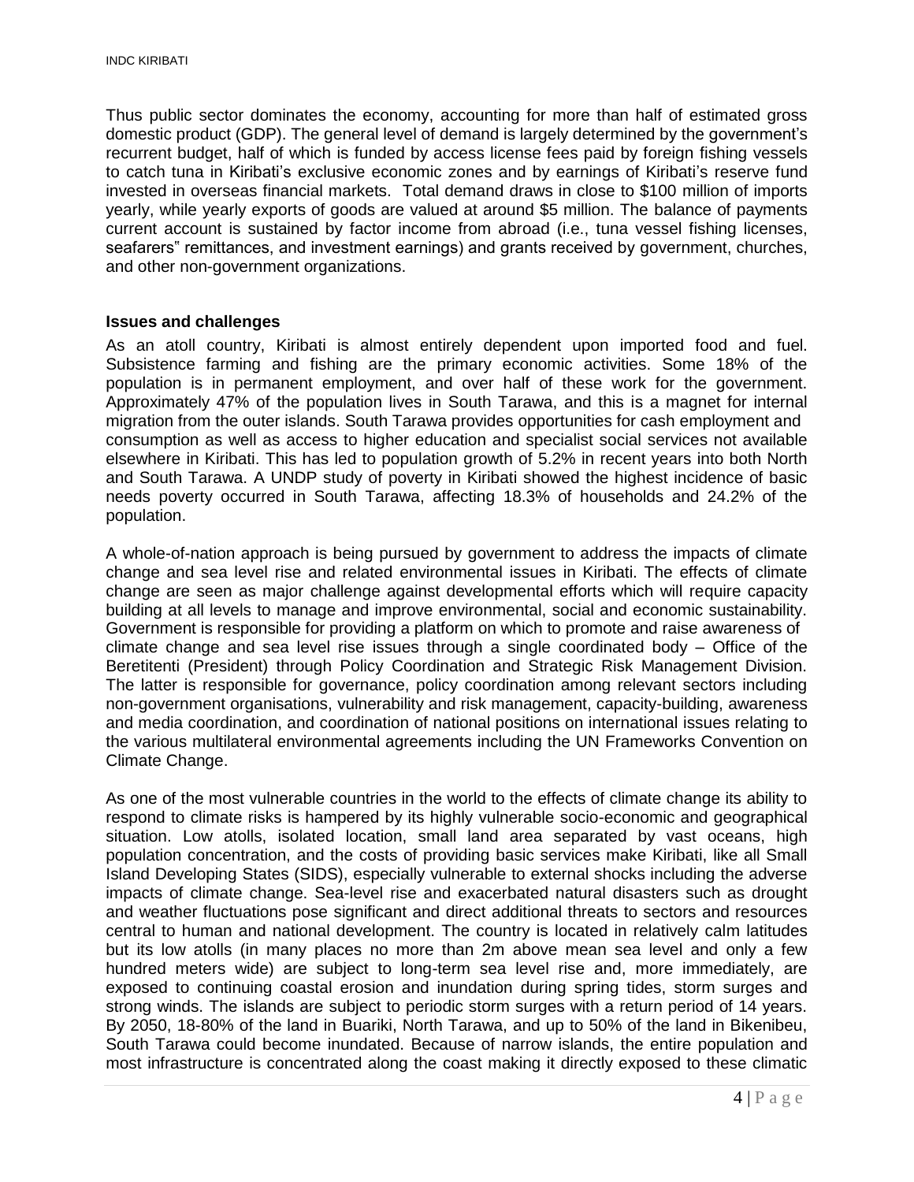Thus public sector dominates the economy, accounting for more than half of estimated gross domestic product (GDP). The general level of demand is largely determined by the government's recurrent budget, half of which is funded by access license fees paid by foreign fishing vessels to catch tuna in Kiribati's exclusive economic zones and by earnings of Kiribati's reserve fund invested in overseas financial markets. Total demand draws in close to \$100 million of imports yearly, while yearly exports of goods are valued at around \$5 million. The balance of payments current account is sustained by factor income from abroad (i.e., tuna vessel fishing licenses, seafarers" remittances, and investment earnings) and grants received by government, churches, and other non-government organizations.

**Issues and challenges**

As an atoll country, Kiribati is almost entirely dependent upon imported food and fuel. Subsistence farming and fishing are the primary economic activities. Some 18% of the population is in permanent employment, and over half of these work for the government. Approximately 47% of the population lives in South Tarawa, and this is a magnet for internal migration from the outer islands. South Tarawa provides opportunities for cash employment and consumption as well as access to higher education and specialist social services not available elsewhere in Kiribati. This has led to population growth of 5.2% in recent years into both North and South Tarawa. A UNDP study of poverty in Kiribati showed the highest incidence of basic needs poverty occurred in South Tarawa, affecting 18.3% of households and 24.2% of the population.

A whole-of-nation approach is being pursued by government to address the impacts of climate change and sea level rise and related environmental issues in Kiribati. The effects of climate change are seen as major challenge against developmental efforts which will require capacity building at all levels to manage and improve environmental, social and economic sustainability. Government is responsible for providing a platform on which to promote and raise awareness of climate change and sea level rise issues through a single coordinated body – Office of the Beretitenti (President) through Policy Coordination and Strategic Risk Management Division. The latter is responsible for governance, policy coordination among relevant sectors including non-government organisations, vulnerability and risk management, capacity-building, awareness and media coordination, and coordination of national positions on international issues relating to the various multilateral environmental agreements including the UN Frameworks Convention on Climate Change.

As one of the most vulnerable countries in the world to the effects of climate change its ability to respond to climate risks is hampered by its highly vulnerable socio-economic and geographical situation. Low atolls, isolated location, small land area separated by vast oceans, high population concentration, and the costs of providing basic services make Kiribati, like all Small Island Developing States (SIDS), especially vulnerable to external shocks including the adverse impacts of climate change. Sea-level rise and exacerbated natural disasters such as drought and weather fluctuations pose significant and direct additional threats to sectors and resources central to human and national development. The country is located in relatively calm latitudes but its low atolls (in many places no more than 2m above mean sea level and only a few hundred meters wide) are subject to long-term sea level rise and, more immediately, are exposed to continuing coastal erosion and inundation during spring tides, storm surges and strong winds. The islands are subject to periodic storm surges with a return period of 14 years. By 2050, 18-80% of the land in Buariki, North Tarawa, and up to 50% of the land in Bikenibeu, South Tarawa could become inundated. Because of narrow islands, the entire population and most infrastructure is concentrated along the coast making it directly exposed to these climatic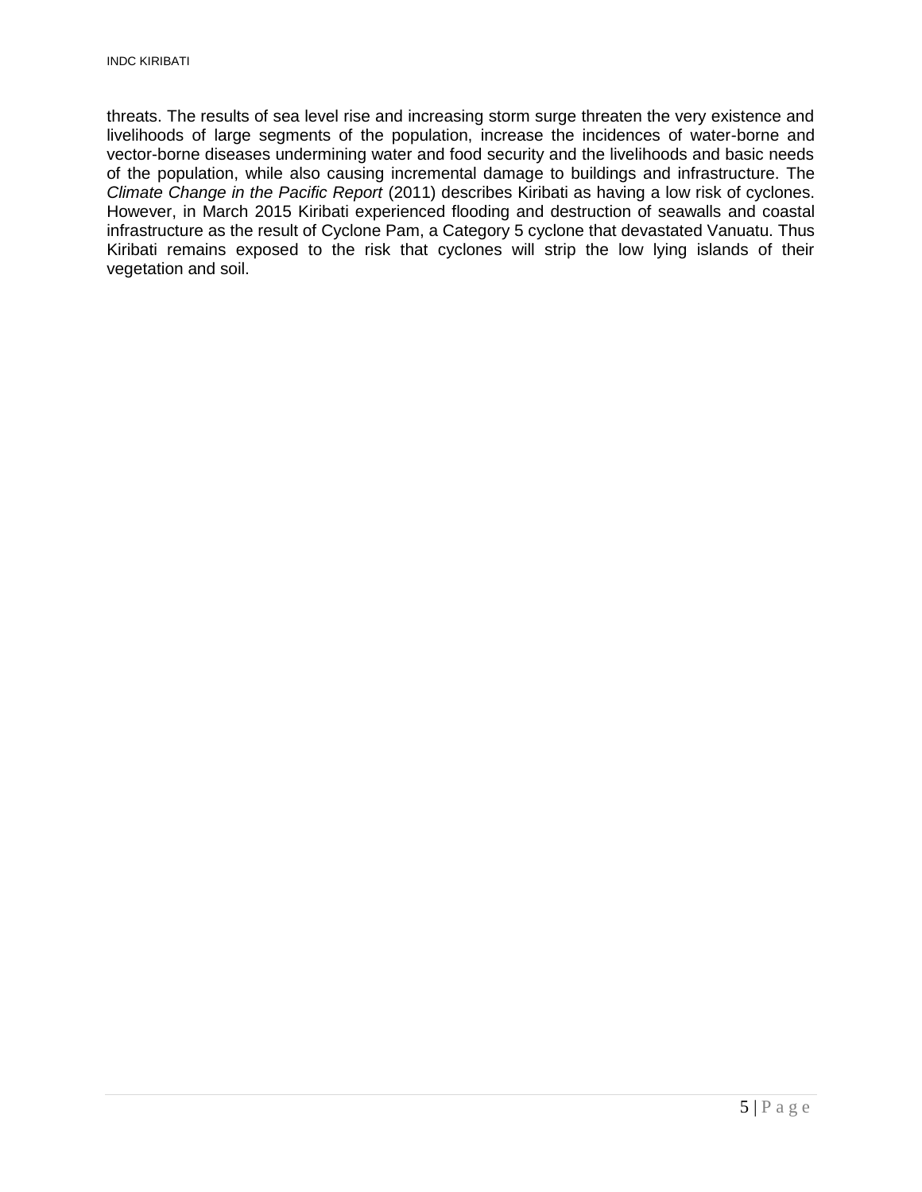threats. The results of sea level rise and increasing storm surge threaten the very existence and livelihoods of large segments of the population, increase the incidences of water-borne and vector-borne diseases undermining water and food security and the livelihoods and basic needs of the population, while also causing incremental damage to buildings and infrastructure. The *Climate Change in the Pacific Report* (2011) describes Kiribati as having a low risk of cyclones. However, in March 2015 Kiribati experienced flooding and destruction of seawalls and coastal infrastructure as the result of Cyclone Pam, a Category 5 cyclone that devastated Vanuatu. Thus Kiribati remains exposed to the risk that cyclones will strip the low lying islands of their vegetation and soil.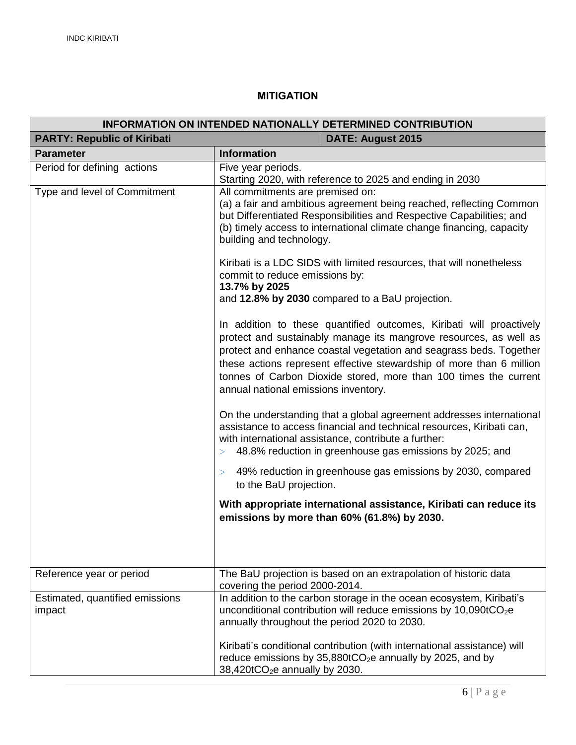## MITIGATION

| INFORMATION ON INTENDED NATIONALLY DETERMINED CONTRIBUTION | |
|---|---|
| **PARTY: Republic of Kiribati** | **DATE: August 2015** |
| **Parameter** | **Information** |
| Period for defining actions | Five year periods.<br>Starting 2020, with reference to 2025 and ending in 2030 |
| Type and level of Commitment | All commitments are premised on:<br>(a) a fair and ambitious agreement being reached, reflecting Common but Differentiated Responsibilities and Respective Capabilities; and<br>(b) timely access to international climate change financing, capacity building and technology.<br><br>Kiribati is a LDC SIDS with limited resources, that will nonetheless commit to reduce emissions by:<br>**13.7% by 2025**<br>and **12.8% by 2030** compared to a BaU projection.<br><br>In addition to these quantified outcomes, Kiribati will proactively protect and sustainably manage its mangrove resources, as well as protect and enhance coastal vegetation and seagrass beds. Together these actions represent effective stewardship of more than 6 million tonnes of Carbon Dioxide stored, more than 100 times the current annual national emissions inventory.<br><br>On the understanding that a global agreement addresses international assistance to access financial and technical resources, Kiribati can, with international assistance, contribute a further:<br>> 48.8% reduction in greenhouse gas emissions by 2025; and<br>> 49% reduction in greenhouse gas emissions by 2030, compared to the BaU projection.<br><br>**With appropriate international assistance, Kiribati can reduce its emissions by more than 60% (61.8%) by 2030.** |
| Reference year or period | The BaU projection is based on an extrapolation of historic data covering the period 2000-2014. |
| Estimated, quantified emissions impact | In addition to the carbon storage in the ocean ecosystem, Kiribati's unconditional contribution will reduce emissions by 10,090t$CO_2$e annually throughout the period 2020 to 2030.<br><br>Kiribati's conditional contribution (with international assistance) will reduce emissions by 35,880t$CO_2$e annually by 2025, and by 38,420t$CO_2$e annually by 2030. |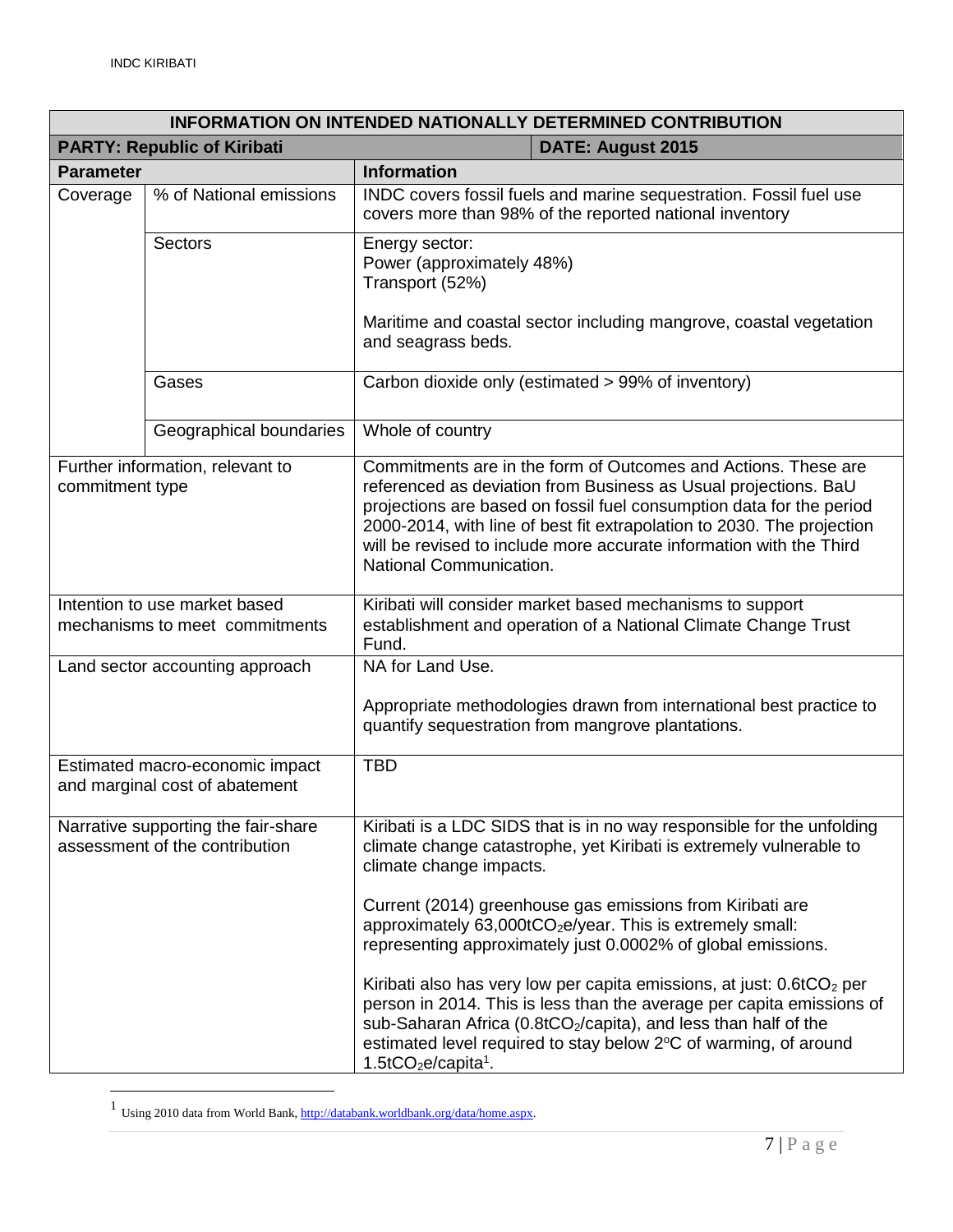| INFORMATION ON INTENDED NATIONALLY DETERMINED CONTRIBUTION | | |
|---|---|---|
| **PARTY: Republic of Kiribati** | | **DATE: August 2015** |
| **Parameter** | | **Information** |
| Coverage | % of National emissions | INDC covers fossil fuels and marine sequestration. Fossil fuel use covers more than 98% of the reported national inventory |
| | Sectors | Energy sector:<br>Power (approximately 48%)<br>Transport (52%)<br><br>Maritime and coastal sector including mangrove, coastal vegetation and seagrass beds. |
| | Gases | Carbon dioxide only (estimated > 99% of inventory) |
| | Geographical boundaries | Whole of country |
| Further information, relevant to commitment type | | Commitments are in the form of Outcomes and Actions. These are referenced as deviation from Business as Usual projections. BaU projections are based on fossil fuel consumption data for the period 2000-2014, with line of best fit extrapolation to 2030. The projection will be revised to include more accurate information with the Third National Communication. |
| Intention to use market based mechanisms to meet commitments | | Kiribati will consider market based mechanisms to support establishment and operation of a National Climate Change Trust Fund. |
| Land sector accounting approach | | NA for Land Use.<br><br>Appropriate methodologies drawn from international best practice to quantify sequestration from mangrove plantations. |
| Estimated macro-economic impact and marginal cost of abatement | | TBD |
| Narrative supporting the fair-share assessment of the contribution | | Kiribati is a LDC SIDS that is in no way responsible for the unfolding climate change catastrophe, yet Kiribati is extremely vulnerable to climate change impacts.<br><br>Current (2014) greenhouse gas emissions from Kiribati are approximately 63,000t$CO_2$e/year. This is extremely small: representing approximately just 0.0002% of global emissions.<br><br>Kiribati also has very low per capita emissions, at just: 0.6t$CO_2$ per person in 2014. This is less than the average per capita emissions of sub-Saharan Africa (0.8t$CO_2$/capita), and less than half of the estimated level required to stay below 2°C of warming, of around 1.5t$CO_2$e/capita[1]. |

[1] Using 2010 data from World Bank, http://databank.worldbank.org/data/home.aspx.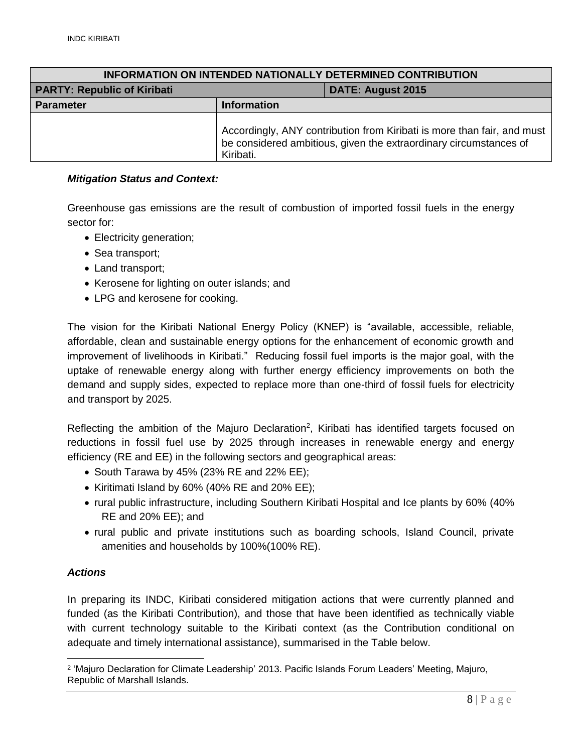| INFORMATION ON INTENDED NATIONALLY DETERMINED CONTRIBUTION | |
|---|---|
| **PARTY: Republic of Kiribati** | **DATE: August 2015** |
| **Parameter** | **Information** |
| | Accordingly, ANY contribution from Kiribati is more than fair, and must be considered ambitious, given the extraordinary circumstances of Kiribati. |

***Mitigation Status and Context:***

Greenhouse gas emissions are the result of combustion of imported fossil fuels in the energy sector for:

- Electricity generation;
- Sea transport;
- Land transport;
- Kerosene for lighting on outer islands; and
- LPG and kerosene for cooking.

The vision for the Kiribati National Energy Policy (KNEP) is "available, accessible, reliable, affordable, clean and sustainable energy options for the enhancement of economic growth and improvement of livelihoods in Kiribati." Reducing fossil fuel imports is the major goal, with the uptake of renewable energy along with further energy efficiency improvements on both the demand and supply sides, expected to replace more than one-third of fossil fuels for electricity and transport by 2025.

Reflecting the ambition of the Majuro Declaration[2], Kiribati has identified targets focused on reductions in fossil fuel use by 2025 through increases in renewable energy and energy efficiency (RE and EE) in the following sectors and geographical areas:

- South Tarawa by 45% (23% RE and 22% EE);
- Kiritimati Island by 60% (40% RE and 20% EE);
- rural public infrastructure, including Southern Kiribati Hospital and Ice plants by 60% (40% RE and 20% EE); and
- rural public and private institutions such as boarding schools, Island Council, private amenities and households by 100%(100% RE).

***Actions***

In preparing its INDC, Kiribati considered mitigation actions that were currently planned and funded (as the Kiribati Contribution), and those that have been identified as technically viable with current technology suitable to the Kiribati context (as the Contribution conditional on adequate and timely international assistance), summarised in the Table below.

[2] 'Majuro Declaration for Climate Leadership' 2013. Pacific Islands Forum Leaders' Meeting, Majuro, Republic of Marshall Islands.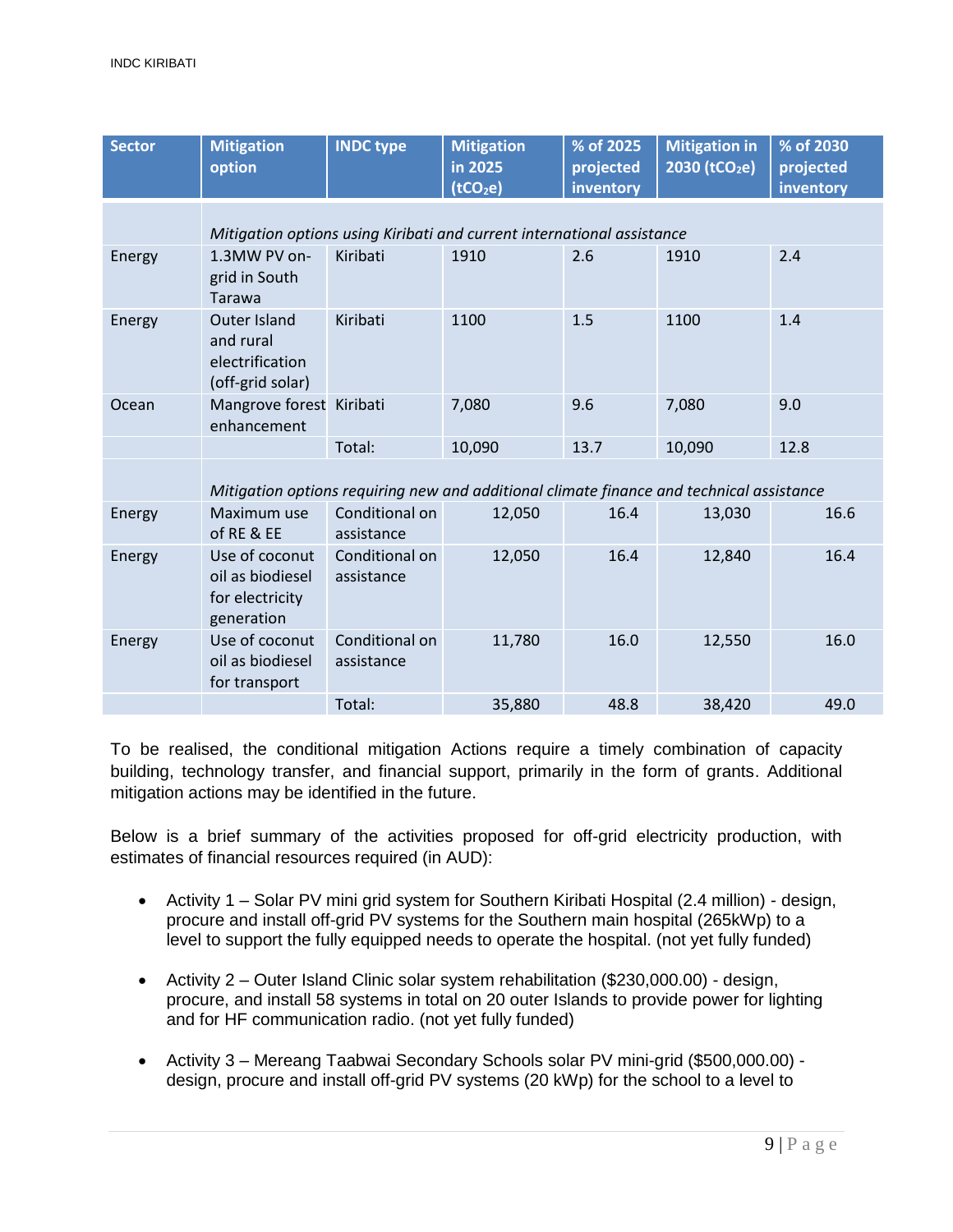| Sector | Mitigation option | INDC type | Mitigation in 2025 ($tCO_2e$) | % of 2025 projected inventory | Mitigation in 2030 ($tCO_2e$) | % of 2030 projected inventory |
|---|---|---|---|---|---|---|
| | *Mitigation options using Kiribati and current international assistance* | | | | | |
| Energy | 1.3MW PV on-grid in South Tarawa | Kiribati | 1910 | 2.6 | 1910 | 2.4 |
| Energy | Outer Island and rural electrification (off-grid solar) | Kiribati | 1100 | 1.5 | 1100 | 1.4 |
| Ocean | Mangrove forest enhancement | Kiribati | 7,080 | 9.6 | 7,080 | 9.0 |
| | | Total: | 10,090 | 13.7 | 10,090 | 12.8 |
| | *Mitigation options requiring new and additional climate finance and technical assistance* | | | | | |
| Energy | Maximum use of RE & EE | Conditional on assistance | 12,050 | 16.4 | 13,030 | 16.6 |
| Energy | Use of coconut oil as biodiesel for electricity generation | Conditional on assistance | 12,050 | 16.4 | 12,840 | 16.4 |
| Energy | Use of coconut oil as biodiesel for transport | Conditional on assistance | 11,780 | 16.0 | 12,550 | 16.0 |
| | | Total: | 35,880 | 48.8 | 38,420 | 49.0 |

To be realised, the conditional mitigation Actions require a timely combination of capacity building, technology transfer, and financial support, primarily in the form of grants. Additional mitigation actions may be identified in the future.

Below is a brief summary of the activities proposed for off-grid electricity production, with estimates of financial resources required (in AUD):

- Activity 1 – Solar PV mini grid system for Southern Kiribati Hospital (2.4 million) - design, procure and install off-grid PV systems for the Southern main hospital (265kWp) to a level to support the fully equipped needs to operate the hospital. (not yet fully funded)

- Activity 2 – Outer Island Clinic solar system rehabilitation ($230,000.00) - design, procure, and install 58 systems in total on 20 outer Islands to provide power for lighting and for HF communication radio. (not yet fully funded)

- Activity 3 – Mereang Taabwai Secondary Schools solar PV mini-grid ($500,000.00) - design, procure and install off-grid PV systems (20 kWp) for the school to a level to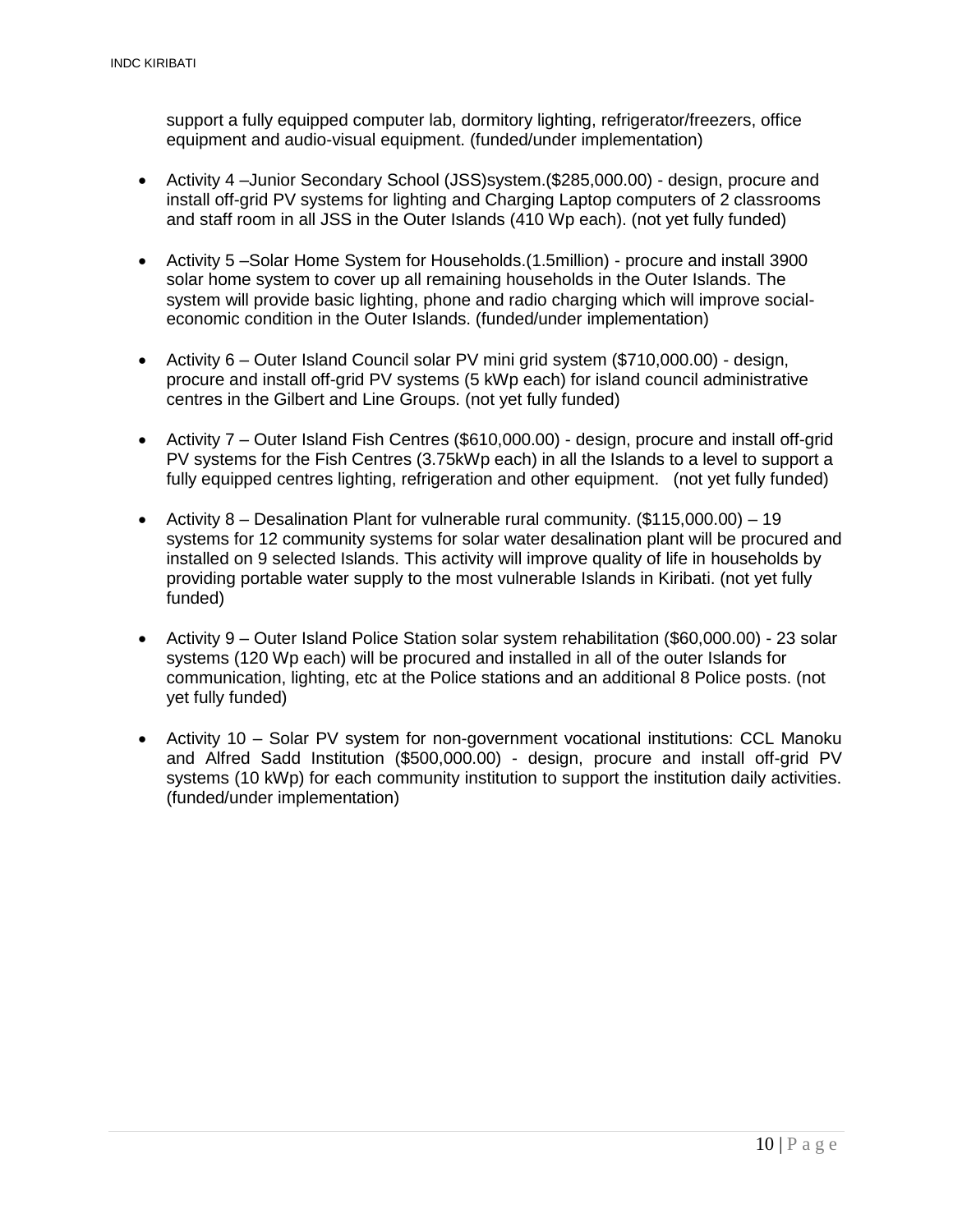support a fully equipped computer lab, dormitory lighting, refrigerator/freezers, office equipment and audio-visual equipment. (funded/under implementation)

- Activity 4 –Junior Secondary School (JSS)system.($285,000.00) - design, procure and install off-grid PV systems for lighting and Charging Laptop computers of 2 classrooms and staff room in all JSS in the Outer Islands (410 Wp each). (not yet fully funded)

- Activity 5 –Solar Home System for Households.(1.5million) - procure and install 3900 solar home system to cover up all remaining households in the Outer Islands. The system will provide basic lighting, phone and radio charging which will improve social-economic condition in the Outer Islands. (funded/under implementation)

- Activity 6 – Outer Island Council solar PV mini grid system ($710,000.00) - design, procure and install off-grid PV systems (5 kWp each) for island council administrative centres in the Gilbert and Line Groups. (not yet fully funded)

- Activity 7 – Outer Island Fish Centres ($610,000.00) - design, procure and install off-grid PV systems for the Fish Centres (3.75kWp each) in all the Islands to a level to support a fully equipped centres lighting, refrigeration and other equipment. (not yet fully funded)

- Activity 8 – Desalination Plant for vulnerable rural community. ($115,000.00) – 19 systems for 12 community systems for solar water desalination plant will be procured and installed on 9 selected Islands. This activity will improve quality of life in households by providing portable water supply to the most vulnerable Islands in Kiribati. (not yet fully funded)

- Activity 9 – Outer Island Police Station solar system rehabilitation ($60,000.00) - 23 solar systems (120 Wp each) will be procured and installed in all of the outer Islands for communication, lighting, etc at the Police stations and an additional 8 Police posts. (not yet fully funded)

- Activity 10 – Solar PV system for non-government vocational institutions: CCL Manoku and Alfred Sadd Institution ($500,000.00) - design, procure and install off-grid PV systems (10 kWp) for each community institution to support the institution daily activities. (funded/under implementation)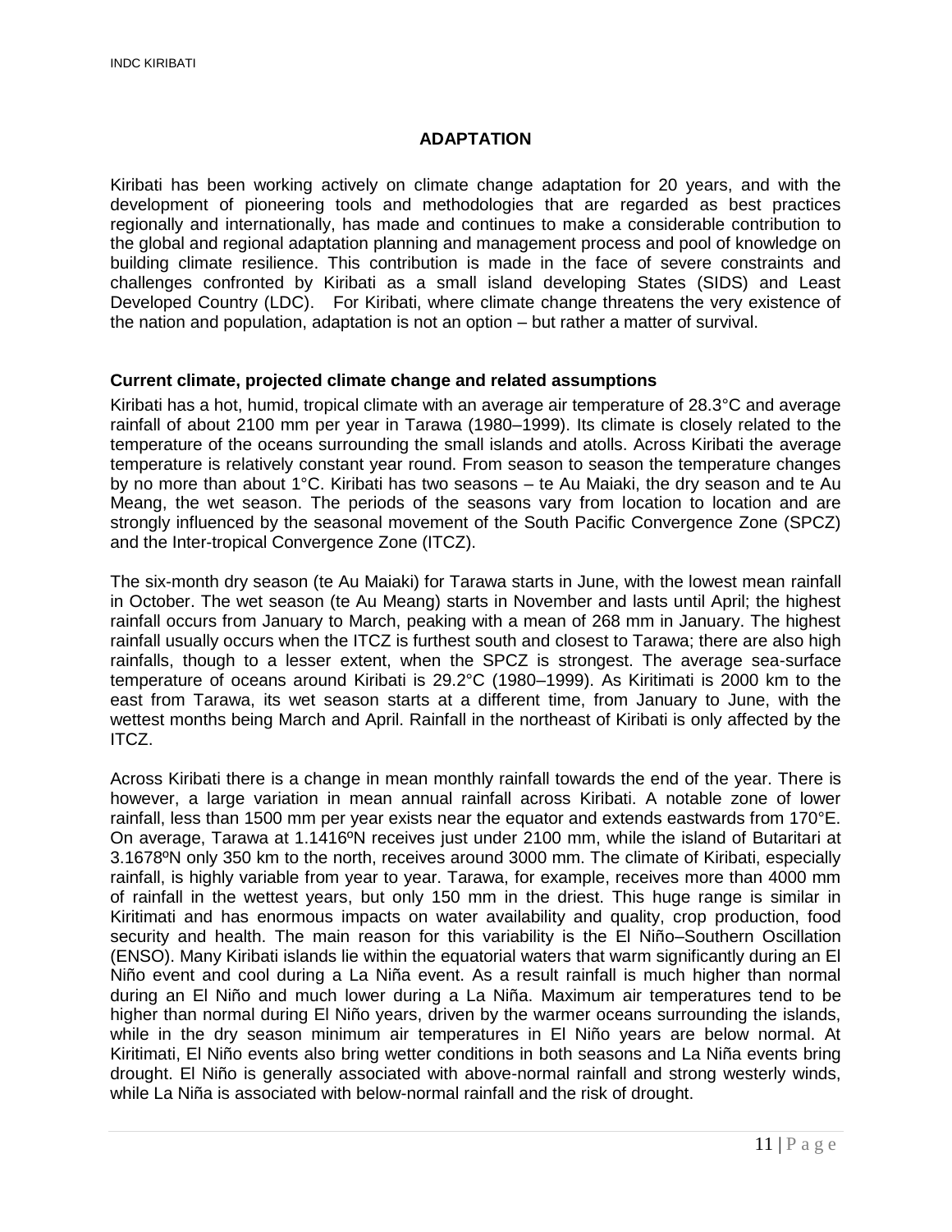## ADAPTATION

Kiribati has been working actively on climate change adaptation for 20 years, and with the development of pioneering tools and methodologies that are regarded as best practices regionally and internationally, has made and continues to make a considerable contribution to the global and regional adaptation planning and management process and pool of knowledge on building climate resilience. This contribution is made in the face of severe constraints and challenges confronted by Kiribati as a small island developing States (SIDS) and Least Developed Country (LDC). For Kiribati, where climate change threatens the very existence of the nation and population, adaptation is not an option – but rather a matter of survival.

### Current climate, projected climate change and related assumptions

Kiribati has a hot, humid, tropical climate with an average air temperature of 28.3°C and average rainfall of about 2100 mm per year in Tarawa (1980–1999). Its climate is closely related to the temperature of the oceans surrounding the small islands and atolls. Across Kiribati the average temperature is relatively constant year round. From season to season the temperature changes by no more than about 1°C. Kiribati has two seasons – te Au Maiaki, the dry season and te Au Meang, the wet season. The periods of the seasons vary from location to location and are strongly influenced by the seasonal movement of the South Pacific Convergence Zone (SPCZ) and the Inter-tropical Convergence Zone (ITCZ).

The six-month dry season (te Au Maiaki) for Tarawa starts in June, with the lowest mean rainfall in October. The wet season (te Au Meang) starts in November and lasts until April; the highest rainfall occurs from January to March, peaking with a mean of 268 mm in January. The highest rainfall usually occurs when the ITCZ is furthest south and closest to Tarawa; there are also high rainfalls, though to a lesser extent, when the SPCZ is strongest. The average sea-surface temperature of oceans around Kiribati is 29.2°C (1980–1999). As Kiritimati is 2000 km to the east from Tarawa, its wet season starts at a different time, from January to June, with the wettest months being March and April. Rainfall in the northeast of Kiribati is only affected by the ITCZ.

Across Kiribati there is a change in mean monthly rainfall towards the end of the year. There is however, a large variation in mean annual rainfall across Kiribati. A notable zone of lower rainfall, less than 1500 mm per year exists near the equator and extends eastwards from 170°E. On average, Tarawa at 1.1416ºN receives just under 2100 mm, while the island of Butaritari at 3.1678ºN only 350 km to the north, receives around 3000 mm. The climate of Kiribati, especially rainfall, is highly variable from year to year. Tarawa, for example, receives more than 4000 mm of rainfall in the wettest years, but only 150 mm in the driest. This huge range is similar in Kiritimati and has enormous impacts on water availability and quality, crop production, food security and health. The main reason for this variability is the El Niño–Southern Oscillation (ENSO). Many Kiribati islands lie within the equatorial waters that warm significantly during an El Niño event and cool during a La Niña event. As a result rainfall is much higher than normal during an El Niño and much lower during a La Niña. Maximum air temperatures tend to be higher than normal during El Niño years, driven by the warmer oceans surrounding the islands, while in the dry season minimum air temperatures in El Niño years are below normal. At Kiritimati, El Niño events also bring wetter conditions in both seasons and La Niña events bring drought. El Niño is generally associated with above-normal rainfall and strong westerly winds, while La Niña is associated with below-normal rainfall and the risk of drought.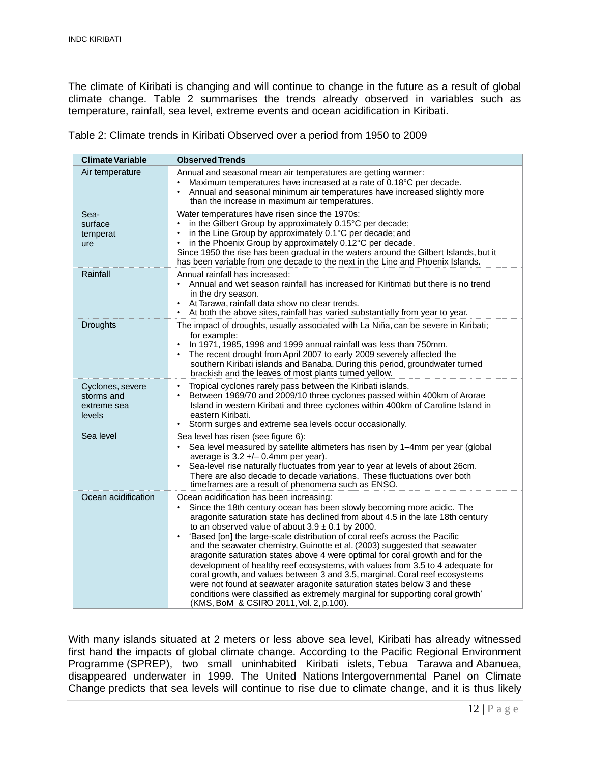The climate of Kiribati is changing and will continue to change in the future as a result of global climate change. Table 2 summarises the trends already observed in variables such as temperature, rainfall, sea level, extreme events and ocean acidification in Kiribati.

Table 2: Climate trends in Kiribati Observed over a period from 1950 to 2009

| Climate Variable | Observed Trends |
|---|---|
| Air temperature | Annual and seasonal mean air temperatures are getting warmer:<br>• Maximum temperatures have increased at a rate of 0.18°C per decade.<br>• Annual and seasonal minimum air temperatures have increased slightly more than the increase in maximum air temperatures. |
| Sea-surface temperature | Water temperatures have risen since the 1970s:<br>• in the Gilbert Group by approximately 0.15°C per decade;<br>• in the Line Group by approximately 0.1°C per decade; and<br>• in the Phoenix Group by approximately 0.12°C per decade.<br>Since 1950 the rise has been gradual in the waters around the Gilbert Islands, but it has been variable from one decade to the next in the Line and Phoenix Islands. |
| Rainfall | Annual rainfall has increased:<br>• Annual and wet season rainfall has increased for Kiritimati but there is no trend in the dry season.<br>• At Tarawa, rainfall data show no clear trends.<br>• At both the above sites, rainfall has varied substantially from year to year. |
| Droughts | The impact of droughts, usually associated with La Niña, can be severe in Kiribati; for example:<br>• In 1971, 1985, 1998 and 1999 annual rainfall was less than 750mm.<br>• The recent drought from April 2007 to early 2009 severely affected the southern Kiribati islands and Banaba. During this period, groundwater turned brackish and the leaves of most plants turned yellow. |
| Cyclones, severe storms and extreme sea levels | • Tropical cyclones rarely pass between the Kiribati islands.<br>• Between 1969/70 and 2009/10 three cyclones passed within 400km of Arorae Island in western Kiribati and three cyclones within 400km of Caroline Island in eastern Kiribati.<br>• Storm surges and extreme sea levels occur occasionally. |
| Sea level | Sea level has risen (see figure 6):<br>• Sea level measured by satellite altimeters has risen by 1–4mm per year (global average is 3.2 +/– 0.4mm per year).<br>• Sea-level rise naturally fluctuates from year to year at levels of about 26cm. There are also decade to decade variations. These fluctuations over both timeframes are a result of phenomena such as ENSO. |
| Ocean acidification | Ocean acidification has been increasing:<br>• Since the 18th century ocean has been slowly becoming more acidic. The aragonite saturation state has declined from about 4.5 in the late 18th century to an observed value of about 3.9 ± 0.1 by 2000.<br>• 'Based [on] the large-scale distribution of coral reefs across the Pacific and the seawater chemistry, Guinotte et al. (2003) suggested that seawater aragonite saturation states above 4 were optimal for coral growth and for the development of healthy reef ecosystems, with values from 3.5 to 4 adequate for coral growth, and values between 3 and 3.5, marginal. Coral reef ecosystems were not found at seawater aragonite saturation states below 3 and these conditions were classified as extremely marginal for supporting coral growth' (KMS, BoM & CSIRO 2011, Vol. 2, p.100). |

With many islands situated at 2 meters or less above sea level, Kiribati has already witnessed first hand the impacts of global climate change. According to the Pacific Regional Environment Programme (SPREP), two small uninhabited Kiribati islets, Tebua Tarawa and Abanuea, disappeared underwater in 1999. The United Nations Intergovernmental Panel on Climate Change predicts that sea levels will continue to rise due to climate change, and it is thus likely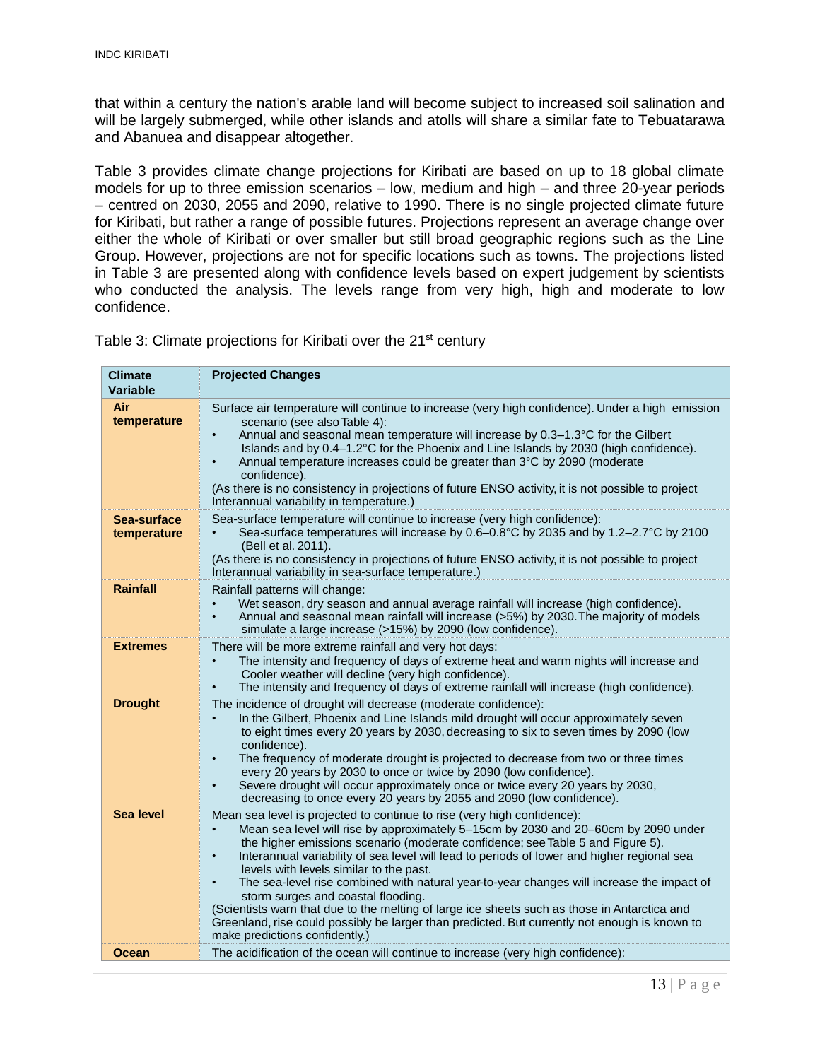that within a century the nation's arable land will become subject to increased soil salination and will be largely submerged, while other islands and atolls will share a similar fate to Tebuatarawa and Abanuea and disappear altogether.

Table 3 provides climate change projections for Kiribati are based on up to 18 global climate models for up to three emission scenarios – low, medium and high – and three 20-year periods – centred on 2030, 2055 and 2090, relative to 1990. There is no single projected climate future for Kiribati, but rather a range of possible futures. Projections represent an average change over either the whole of Kiribati or over smaller but still broad geographic regions such as the Line Group. However, projections are not for specific locations such as towns. The projections listed in Table 3 are presented along with confidence levels based on expert judgement by scientists who conducted the analysis. The levels range from very high, high and moderate to low confidence.

Table 3: Climate projections for Kiribati over the 21st century

| Climate Variable | Projected Changes |
|---|---|
| **Air temperature** | Surface air temperature will continue to increase (very high confidence). Under a high emission scenario (see also Table 4):<br>• Annual and seasonal mean temperature will increase by 0.3–1.3°C for the Gilbert Islands and by 0.4–1.2°C for the Phoenix and Line Islands by 2030 (high confidence).<br>• Annual temperature increases could be greater than 3°C by 2090 (moderate confidence).<br>(As there is no consistency in projections of future ENSO activity, it is not possible to project Interannual variability in temperature.) |
| **Sea-surface temperature** | Sea-surface temperature will continue to increase (very high confidence):<br>• Sea-surface temperatures will increase by 0.6–0.8°C by 2035 and by 1.2–2.7°C by 2100 (Bell et al. 2011).<br>(As there is no consistency in projections of future ENSO activity, it is not possible to project Interannual variability in sea-surface temperature.) |
| **Rainfall** | Rainfall patterns will change:<br>• Wet season, dry season and annual average rainfall will increase (high confidence).<br>• Annual and seasonal mean rainfall will increase (>5%) by 2030. The majority of models simulate a large increase (>15%) by 2090 (low confidence). |
| **Extremes** | There will be more extreme rainfall and very hot days:<br>• The intensity and frequency of days of extreme heat and warm nights will increase and Cooler weather will decline (very high confidence).<br>• The intensity and frequency of days of extreme rainfall will increase (high confidence). |
| **Drought** | The incidence of drought will decrease (moderate confidence):<br>• In the Gilbert, Phoenix and Line Islands mild drought will occur approximately seven to eight times every 20 years by 2030, decreasing to six to seven times by 2090 (low confidence).<br>• The frequency of moderate drought is projected to decrease from two or three times every 20 years by 2030 to once or twice by 2090 (low confidence).<br>• Severe drought will occur approximately once or twice every 20 years by 2030, decreasing to once every 20 years by 2055 and 2090 (low confidence). |
| **Sea level** | Mean sea level is projected to continue to rise (very high confidence):<br>• Mean sea level will rise by approximately 5–15cm by 2030 and 20–60cm by 2090 under the higher emissions scenario (moderate confidence; see Table 5 and Figure 5).<br>• Interannual variability of sea level will lead to periods of lower and higher regional sea levels with levels similar to the past.<br>• The sea-level rise combined with natural year-to-year changes will increase the impact of storm surges and coastal flooding.<br>(Scientists warn that due to the melting of large ice sheets such as those in Antarctica and Greenland, rise could possibly be larger than predicted. But currently not enough is known to make predictions confidently.) |
| **Ocean** | The acidification of the ocean will continue to increase (very high confidence): |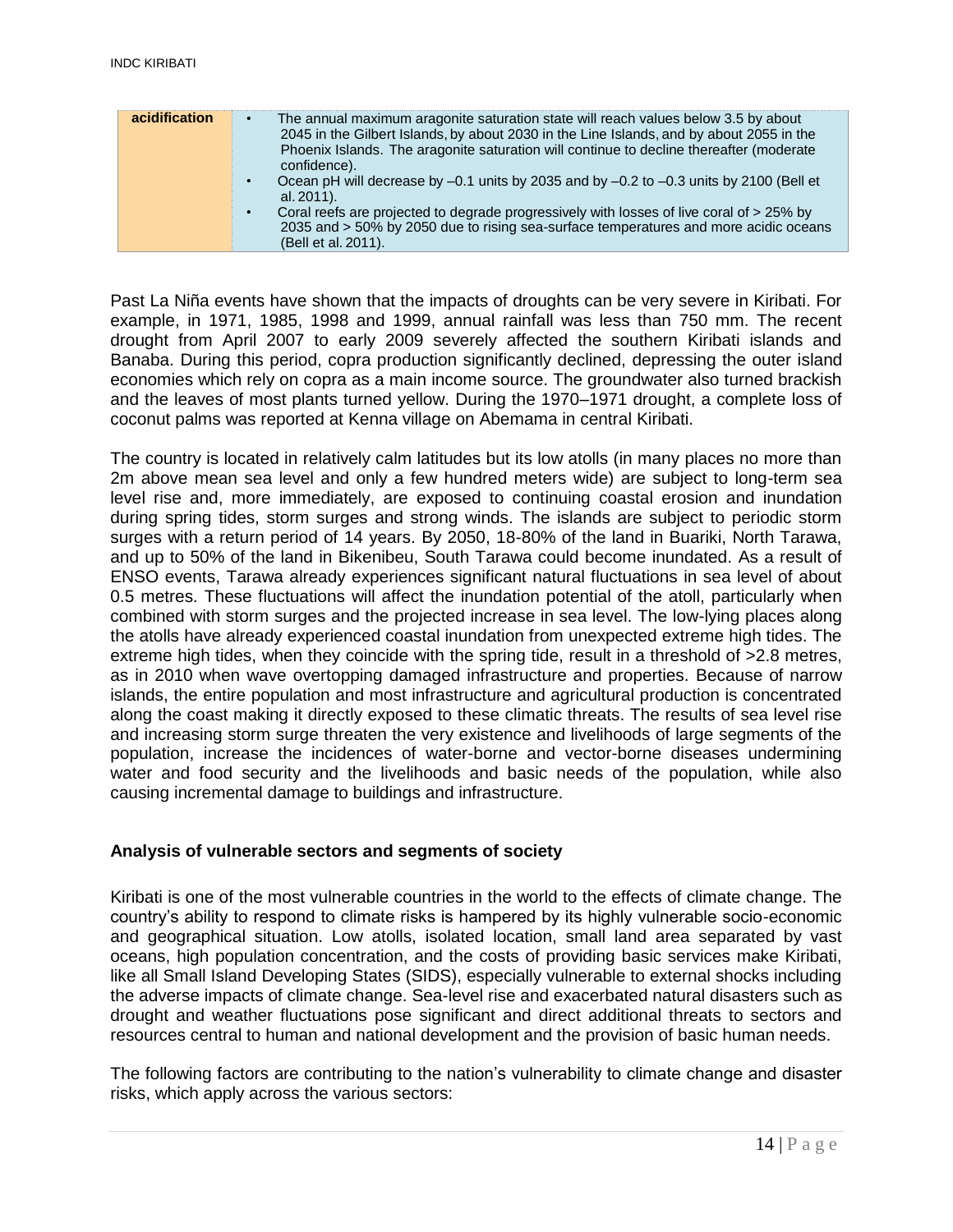| acidification | • The annual maximum aragonite saturation state will reach values below 3.5 by about 2045 in the Gilbert Islands, by about 2030 in the Line Islands, and by about 2055 in the Phoenix Islands. The aragonite saturation will continue to decline thereafter (moderate confidence).<br>• Ocean pH will decrease by –0.1 units by 2035 and by –0.2 to –0.3 units by 2100 (Bell et al. 2011).<br>• Coral reefs are projected to degrade progressively with losses of live coral of > 25% by 2035 and > 50% by 2050 due to rising sea-surface temperatures and more acidic oceans (Bell et al. 2011). |
|---|---|

Past La Niña events have shown that the impacts of droughts can be very severe in Kiribati. For example, in 1971, 1985, 1998 and 1999, annual rainfall was less than 750 mm. The recent drought from April 2007 to early 2009 severely affected the southern Kiribati islands and Banaba. During this period, copra production significantly declined, depressing the outer island economies which rely on copra as a main income source. The groundwater also turned brackish and the leaves of most plants turned yellow. During the 1970–1971 drought, a complete loss of coconut palms was reported at Kenna village on Abemama in central Kiribati.

The country is located in relatively calm latitudes but its low atolls (in many places no more than 2m above mean sea level and only a few hundred meters wide) are subject to long-term sea level rise and, more immediately, are exposed to continuing coastal erosion and inundation during spring tides, storm surges and strong winds. The islands are subject to periodic storm surges with a return period of 14 years. By 2050, 18-80% of the land in Buariki, North Tarawa, and up to 50% of the land in Bikenibeu, South Tarawa could become inundated. As a result of ENSO events, Tarawa already experiences significant natural fluctuations in sea level of about 0.5 metres. These fluctuations will affect the inundation potential of the atoll, particularly when combined with storm surges and the projected increase in sea level. The low-lying places along the atolls have already experienced coastal inundation from unexpected extreme high tides. The extreme high tides, when they coincide with the spring tide, result in a threshold of >2.8 metres, as in 2010 when wave overtopping damaged infrastructure and properties. Because of narrow islands, the entire population and most infrastructure and agricultural production is concentrated along the coast making it directly exposed to these climatic threats. The results of sea level rise and increasing storm surge threaten the very existence and livelihoods of large segments of the population, increase the incidences of water-borne and vector-borne diseases undermining water and food security and the livelihoods and basic needs of the population, while also causing incremental damage to buildings and infrastructure.

### Analysis of vulnerable sectors and segments of society

Kiribati is one of the most vulnerable countries in the world to the effects of climate change. The country's ability to respond to climate risks is hampered by its highly vulnerable socio-economic and geographical situation. Low atolls, isolated location, small land area separated by vast oceans, high population concentration, and the costs of providing basic services make Kiribati, like all Small Island Developing States (SIDS), especially vulnerable to external shocks including the adverse impacts of climate change. Sea-level rise and exacerbated natural disasters such as drought and weather fluctuations pose significant and direct additional threats to sectors and resources central to human and national development and the provision of basic human needs.

The following factors are contributing to the nation's vulnerability to climate change and disaster risks, which apply across the various sectors: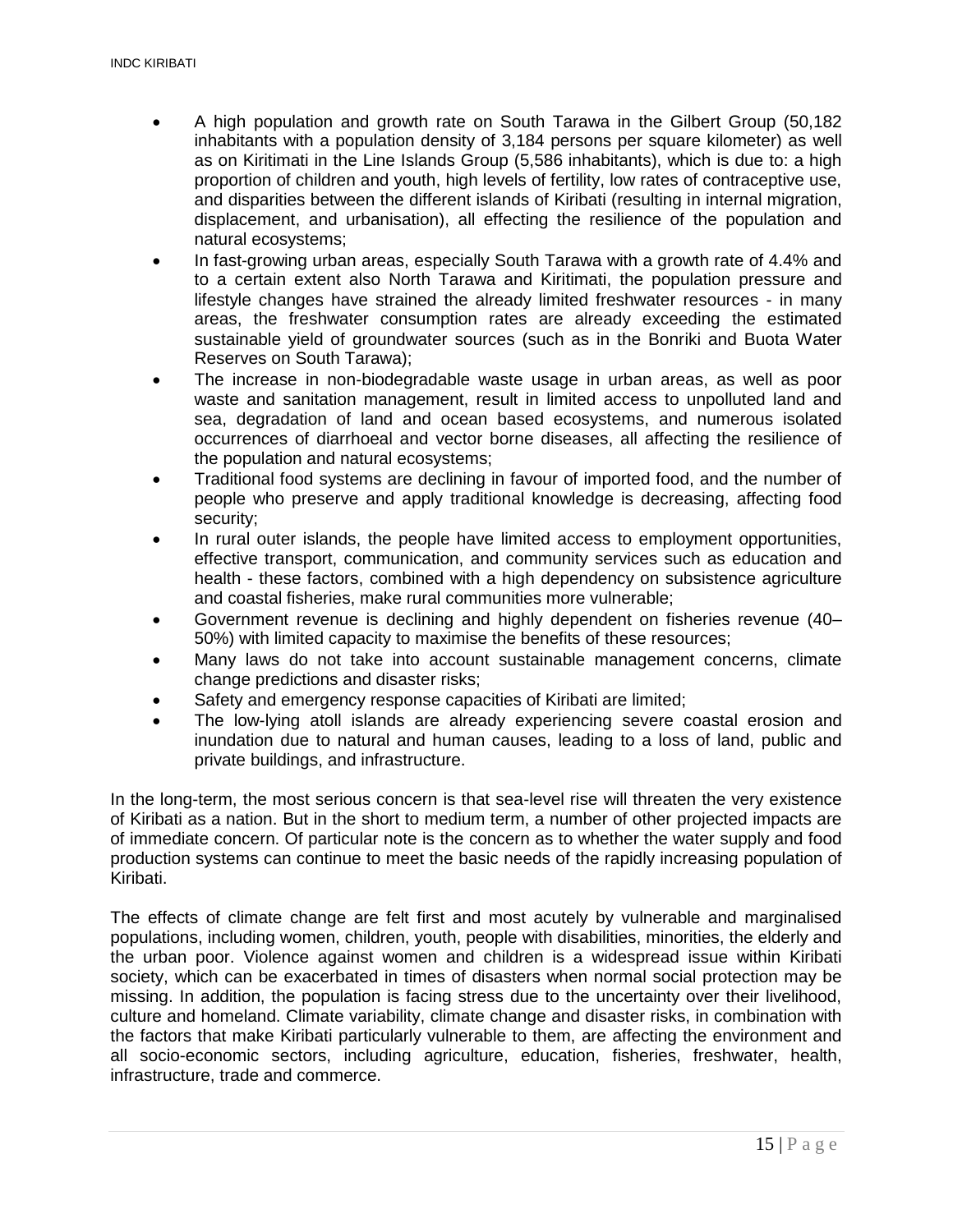- A high population and growth rate on South Tarawa in the Gilbert Group (50,182 inhabitants with a population density of 3,184 persons per square kilometer) as well as on Kiritimati in the Line Islands Group (5,586 inhabitants), which is due to: a high proportion of children and youth, high levels of fertility, low rates of contraceptive use, and disparities between the different islands of Kiribati (resulting in internal migration, displacement, and urbanisation), all effecting the resilience of the population and natural ecosystems;
- In fast-growing urban areas, especially South Tarawa with a growth rate of 4.4% and to a certain extent also North Tarawa and Kiritimati, the population pressure and lifestyle changes have strained the already limited freshwater resources - in many areas, the freshwater consumption rates are already exceeding the estimated sustainable yield of groundwater sources (such as in the Bonriki and Buota Water Reserves on South Tarawa);
- The increase in non-biodegradable waste usage in urban areas, as well as poor waste and sanitation management, result in limited access to unpolluted land and sea, degradation of land and ocean based ecosystems, and numerous isolated occurrences of diarrhoeal and vector borne diseases, all affecting the resilience of the population and natural ecosystems;
- Traditional food systems are declining in favour of imported food, and the number of people who preserve and apply traditional knowledge is decreasing, affecting food security;
- In rural outer islands, the people have limited access to employment opportunities, effective transport, communication, and community services such as education and health - these factors, combined with a high dependency on subsistence agriculture and coastal fisheries, make rural communities more vulnerable;
- Government revenue is declining and highly dependent on fisheries revenue (40–50%) with limited capacity to maximise the benefits of these resources;
- Many laws do not take into account sustainable management concerns, climate change predictions and disaster risks;
- Safety and emergency response capacities of Kiribati are limited;
- The low-lying atoll islands are already experiencing severe coastal erosion and inundation due to natural and human causes, leading to a loss of land, public and private buildings, and infrastructure.

In the long-term, the most serious concern is that sea-level rise will threaten the very existence of Kiribati as a nation. But in the short to medium term, a number of other projected impacts are of immediate concern. Of particular note is the concern as to whether the water supply and food production systems can continue to meet the basic needs of the rapidly increasing population of Kiribati.

The effects of climate change are felt first and most acutely by vulnerable and marginalised populations, including women, children, youth, people with disabilities, minorities, the elderly and the urban poor. Violence against women and children is a widespread issue within Kiribati society, which can be exacerbated in times of disasters when normal social protection may be missing. In addition, the population is facing stress due to the uncertainty over their livelihood, culture and homeland. Climate variability, climate change and disaster risks, in combination with the factors that make Kiribati particularly vulnerable to them, are affecting the environment and all socio-economic sectors, including agriculture, education, fisheries, freshwater, health, infrastructure, trade and commerce.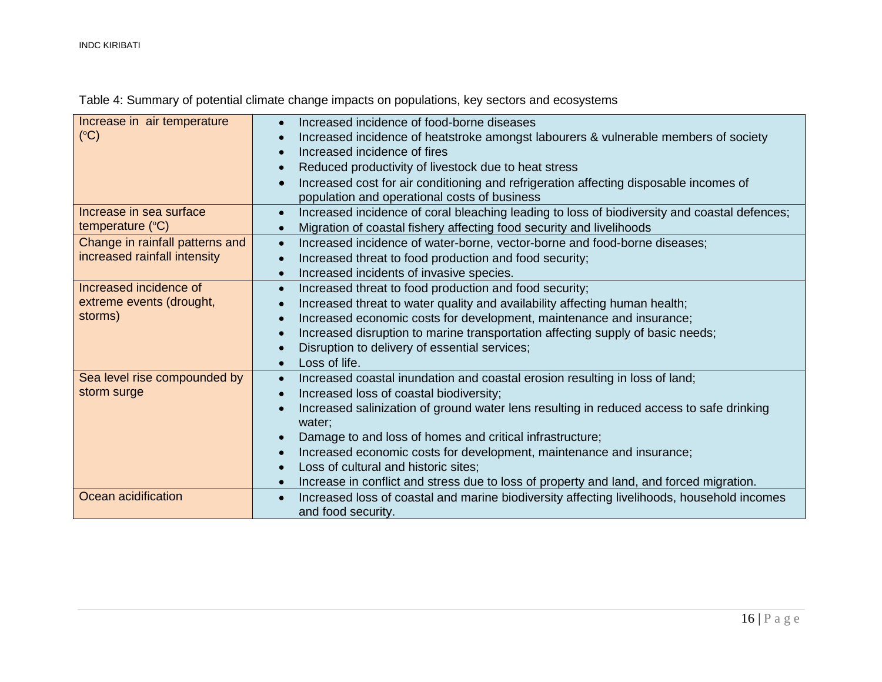Table 4: Summary of potential climate change impacts on populations, key sectors and ecosystems

| | |
|---|---|
| Increase in air temperature (ºC) | • Increased incidence of food-borne diseases<br>• Increased incidence of heatstroke amongst labourers & vulnerable members of society<br>• Increased incidence of fires<br>• Reduced productivity of livestock due to heat stress<br>• Increased cost for air conditioning and refrigeration affecting disposable incomes of population and operational costs of business |
| Increase in sea surface temperature (ºC) | • Increased incidence of coral bleaching leading to loss of biodiversity and coastal defences;<br>• Migration of coastal fishery affecting food security and livelihoods |
| Change in rainfall patterns and increased rainfall intensity | • Increased incidence of water-borne, vector-borne and food-borne diseases;<br>• Increased threat to food production and food security;<br>• Increased incidents of invasive species. |
| Increased incidence of extreme events (drought, storms) | • Increased threat to food production and food security;<br>• Increased threat to water quality and availability affecting human health;<br>• Increased economic costs for development, maintenance and insurance;<br>• Increased disruption to marine transportation affecting supply of basic needs;<br>• Disruption to delivery of essential services;<br>• Loss of life. |
| Sea level rise compounded by storm surge | • Increased coastal inundation and coastal erosion resulting in loss of land;<br>• Increased loss of coastal biodiversity;<br>• Increased salinization of ground water lens resulting in reduced access to safe drinking water;<br>• Damage to and loss of homes and critical infrastructure;<br>• Increased economic costs for development, maintenance and insurance;<br>• Loss of cultural and historic sites;<br>• Increase in conflict and stress due to loss of property and land, and forced migration. |
| Ocean acidification | • Increased loss of coastal and marine biodiversity affecting livelihoods, household incomes and food security. |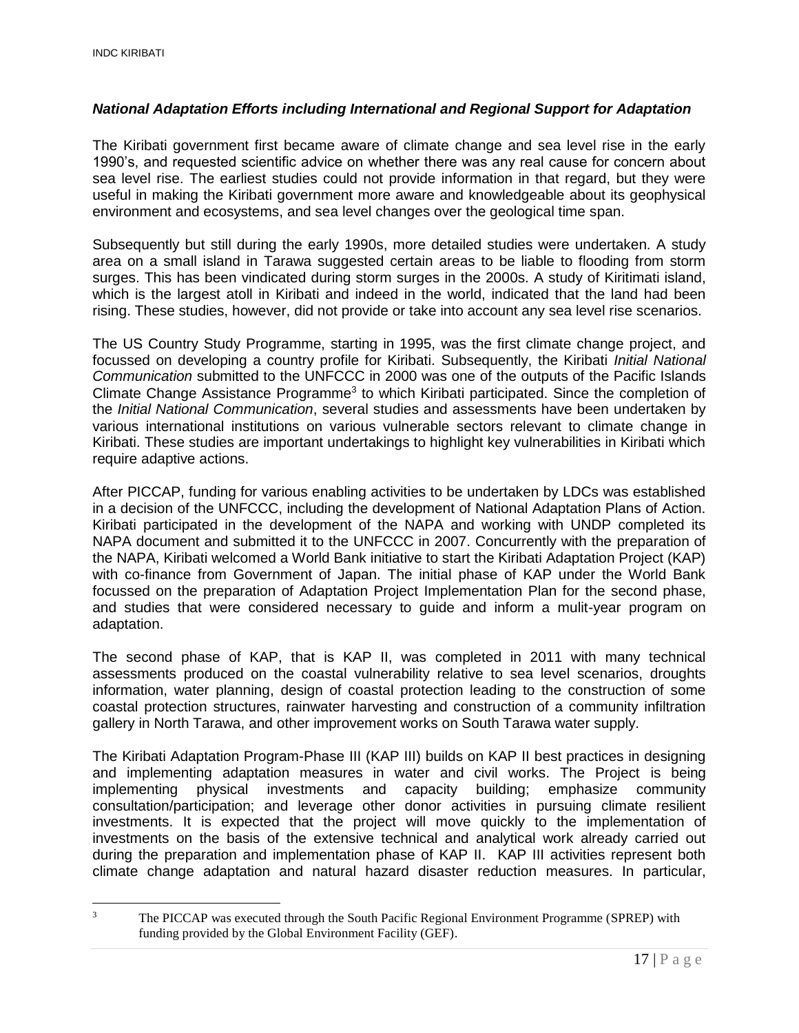### *National Adaptation Efforts including International and Regional Support for Adaptation*

The Kiribati government first became aware of climate change and sea level rise in the early 1990's, and requested scientific advice on whether there was any real cause for concern about sea level rise. The earliest studies could not provide information in that regard, but they were useful in making the Kiribati government more aware and knowledgeable about its geophysical environment and ecosystems, and sea level changes over the geological time span.

Subsequently but still during the early 1990s, more detailed studies were undertaken. A study area on a small island in Tarawa suggested certain areas to be liable to flooding from storm surges. This has been vindicated during storm surges in the 2000s. A study of Kiritimati island, which is the largest atoll in Kiribati and indeed in the world, indicated that the land had been rising. These studies, however, did not provide or take into account any sea level rise scenarios.

The US Country Study Programme, starting in 1995, was the first climate change project, and focussed on developing a country profile for Kiribati. Subsequently, the Kiribati *Initial National Communication* submitted to the UNFCCC in 2000 was one of the outputs of the Pacific Islands Climate Change Assistance Programme[3] to which Kiribati participated. Since the completion of the *Initial National Communication*, several studies and assessments have been undertaken by various international institutions on various vulnerable sectors relevant to climate change in Kiribati. These studies are important undertakings to highlight key vulnerabilities in Kiribati which require adaptive actions.

After PICCAP, funding for various enabling activities to be undertaken by LDCs was established in a decision of the UNFCCC, including the development of National Adaptation Plans of Action. Kiribati participated in the development of the NAPA and working with UNDP completed its NAPA document and submitted it to the UNFCCC in 2007. Concurrently with the preparation of the NAPA, Kiribati welcomed a World Bank initiative to start the Kiribati Adaptation Project (KAP) with co-finance from Government of Japan. The initial phase of KAP under the World Bank focussed on the preparation of Adaptation Project Implementation Plan for the second phase, and studies that were considered necessary to guide and inform a mulit-year program on adaptation.

The second phase of KAP, that is KAP II, was completed in 2011 with many technical assessments produced on the coastal vulnerability relative to sea level scenarios, droughts information, water planning, design of coastal protection leading to the construction of some coastal protection structures, rainwater harvesting and construction of a community infiltration gallery in North Tarawa, and other improvement works on South Tarawa water supply.

The Kiribati Adaptation Program-Phase III (KAP III) builds on KAP II best practices in designing and implementing adaptation measures in water and civil works. The Project is being implementing physical investments and capacity building; emphasize community consultation/participation; and leverage other donor activities in pursuing climate resilient investments. It is expected that the project will move quickly to the implementation of investments on the basis of the extensive technical and analytical work already carried out during the preparation and implementation phase of KAP II. KAP III activities represent both climate change adaptation and natural hazard disaster reduction measures. In particular,

[3] The PICCAP was executed through the South Pacific Regional Environment Programme (SPREP) with funding provided by the Global Environment Facility (GEF).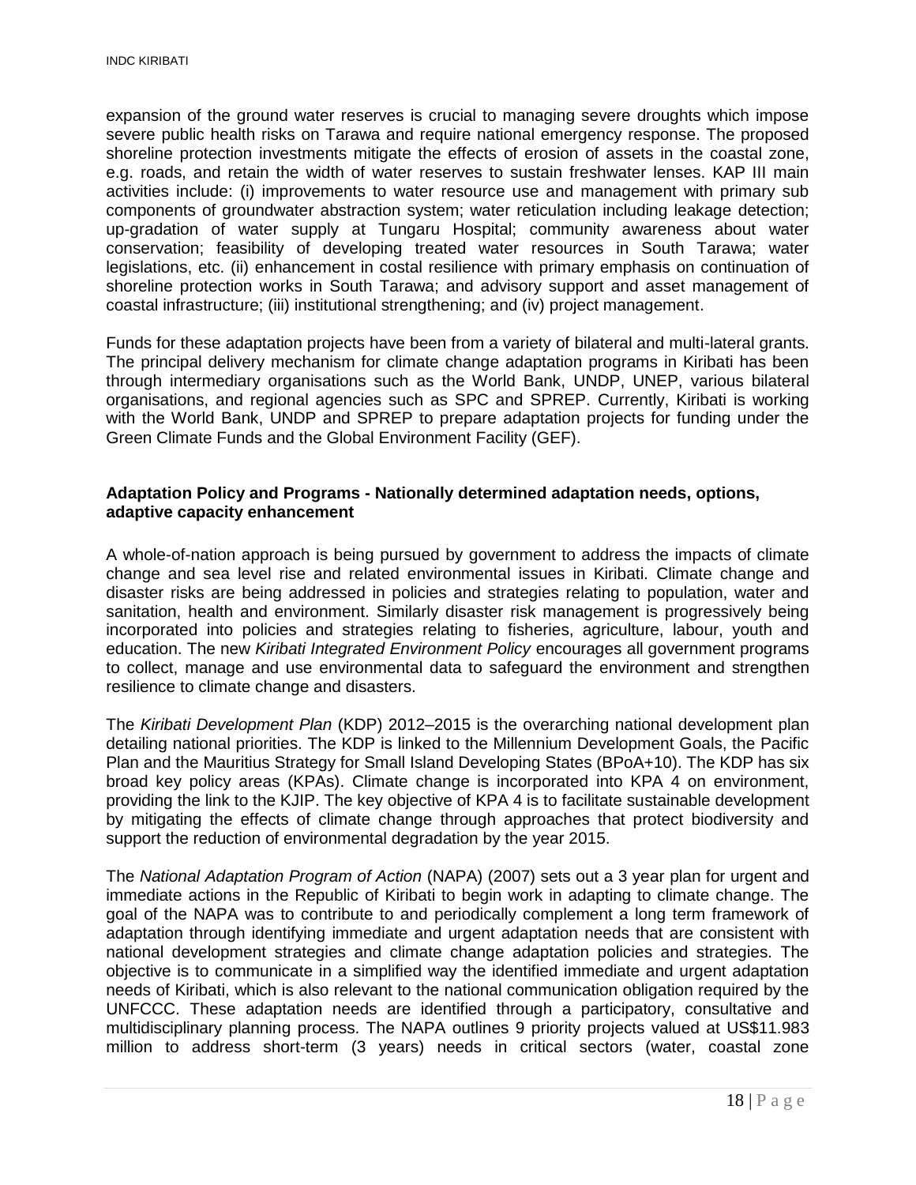expansion of the ground water reserves is crucial to managing severe droughts which impose severe public health risks on Tarawa and require national emergency response. The proposed shoreline protection investments mitigate the effects of erosion of assets in the coastal zone, e.g. roads, and retain the width of water reserves to sustain freshwater lenses. KAP III main activities include: (i) improvements to water resource use and management with primary sub components of groundwater abstraction system; water reticulation including leakage detection; up-gradation of water supply at Tungaru Hospital; community awareness about water conservation; feasibility of developing treated water resources in South Tarawa; water legislations, etc. (ii) enhancement in costal resilience with primary emphasis on continuation of shoreline protection works in South Tarawa; and advisory support and asset management of coastal infrastructure; (iii) institutional strengthening; and (iv) project management.

Funds for these adaptation projects have been from a variety of bilateral and multi-lateral grants. The principal delivery mechanism for climate change adaptation programs in Kiribati has been through intermediary organisations such as the World Bank, UNDP, UNEP, various bilateral organisations, and regional agencies such as SPC and SPREP. Currently, Kiribati is working with the World Bank, UNDP and SPREP to prepare adaptation projects for funding under the Green Climate Funds and the Global Environment Facility (GEF).

**Adaptation Policy and Programs - Nationally determined adaptation needs, options, adaptive capacity enhancement**

A whole-of-nation approach is being pursued by government to address the impacts of climate change and sea level rise and related environmental issues in Kiribati. Climate change and disaster risks are being addressed in policies and strategies relating to population, water and sanitation, health and environment. Similarly disaster risk management is progressively being incorporated into policies and strategies relating to fisheries, agriculture, labour, youth and education. The new *Kiribati Integrated Environment Policy* encourages all government programs to collect, manage and use environmental data to safeguard the environment and strengthen resilience to climate change and disasters.

The *Kiribati Development Plan* (KDP) 2012–2015 is the overarching national development plan detailing national priorities. The KDP is linked to the Millennium Development Goals, the Pacific Plan and the Mauritius Strategy for Small Island Developing States (BPoA+10). The KDP has six broad key policy areas (KPAs). Climate change is incorporated into KPA 4 on environment, providing the link to the KJIP. The key objective of KPA 4 is to facilitate sustainable development by mitigating the effects of climate change through approaches that protect biodiversity and support the reduction of environmental degradation by the year 2015.

The *National Adaptation Program of Action* (NAPA) (2007) sets out a 3 year plan for urgent and immediate actions in the Republic of Kiribati to begin work in adapting to climate change. The goal of the NAPA was to contribute to and periodically complement a long term framework of adaptation through identifying immediate and urgent adaptation needs that are consistent with national development strategies and climate change adaptation policies and strategies. The objective is to communicate in a simplified way the identified immediate and urgent adaptation needs of Kiribati, which is also relevant to the national communication obligation required by the UNFCCC. These adaptation needs are identified through a participatory, consultative and multidisciplinary planning process. The NAPA outlines 9 priority projects valued at US$11.983 million to address short-term (3 years) needs in critical sectors (water, coastal zone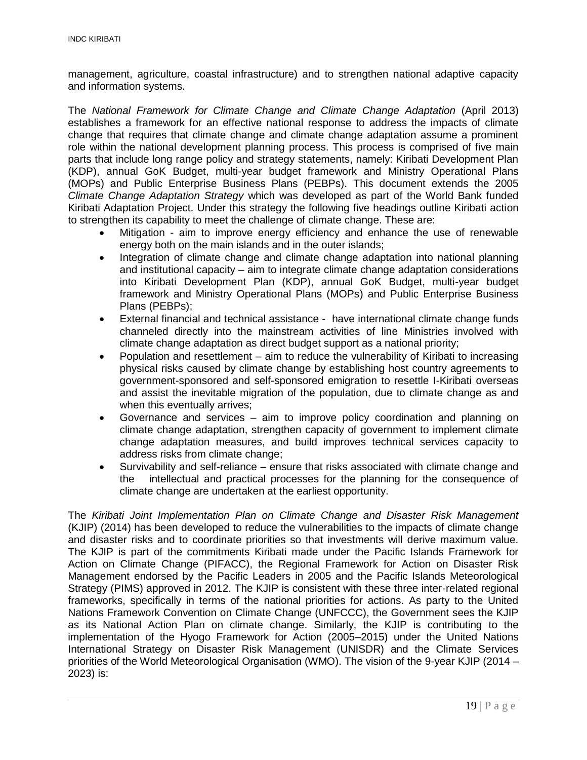management, agriculture, coastal infrastructure) and to strengthen national adaptive capacity and information systems.

The *National Framework for Climate Change and Climate Change Adaptation* (April 2013) establishes a framework for an effective national response to address the impacts of climate change that requires that climate change and climate change adaptation assume a prominent role within the national development planning process. This process is comprised of five main parts that include long range policy and strategy statements, namely: Kiribati Development Plan (KDP), annual GoK Budget, multi-year budget framework and Ministry Operational Plans (MOPs) and Public Enterprise Business Plans (PEBPs). This document extends the 2005 *Climate Change Adaptation Strategy* which was developed as part of the World Bank funded Kiribati Adaptation Project. Under this strategy the following five headings outline Kiribati action to strengthen its capability to meet the challenge of climate change. These are:

- Mitigation - aim to improve energy efficiency and enhance the use of renewable energy both on the main islands and in the outer islands;
- Integration of climate change and climate change adaptation into national planning and institutional capacity – aim to integrate climate change adaptation considerations into Kiribati Development Plan (KDP), annual GoK Budget, multi-year budget framework and Ministry Operational Plans (MOPs) and Public Enterprise Business Plans (PEBPs);
- External financial and technical assistance - have international climate change funds channeled directly into the mainstream activities of line Ministries involved with climate change adaptation as direct budget support as a national priority;
- Population and resettlement – aim to reduce the vulnerability of Kiribati to increasing physical risks caused by climate change by establishing host country agreements to government-sponsored and self-sponsored emigration to resettle I-Kiribati overseas and assist the inevitable migration of the population, due to climate change as and when this eventually arrives;
- Governance and services – aim to improve policy coordination and planning on climate change adaptation, strengthen capacity of government to implement climate change adaptation measures, and build improves technical services capacity to address risks from climate change;
- Survivability and self-reliance – ensure that risks associated with climate change and the intellectual and practical processes for the planning for the consequence of climate change are undertaken at the earliest opportunity.

The *Kiribati Joint Implementation Plan on Climate Change and Disaster Risk Management* (KJIP) (2014) has been developed to reduce the vulnerabilities to the impacts of climate change and disaster risks and to coordinate priorities so that investments will derive maximum value. The KJIP is part of the commitments Kiribati made under the Pacific Islands Framework for Action on Climate Change (PIFACC), the Regional Framework for Action on Disaster Risk Management endorsed by the Pacific Leaders in 2005 and the Pacific Islands Meteorological Strategy (PIMS) approved in 2012. The KJIP is consistent with these three inter-related regional frameworks, specifically in terms of the national priorities for actions. As party to the United Nations Framework Convention on Climate Change (UNFCCC), the Government sees the KJIP as its National Action Plan on climate change. Similarly, the KJIP is contributing to the implementation of the Hyogo Framework for Action (2005–2015) under the United Nations International Strategy on Disaster Risk Management (UNISDR) and the Climate Services priorities of the World Meteorological Organisation (WMO). The vision of the 9-year KJIP (2014 – 2023) is: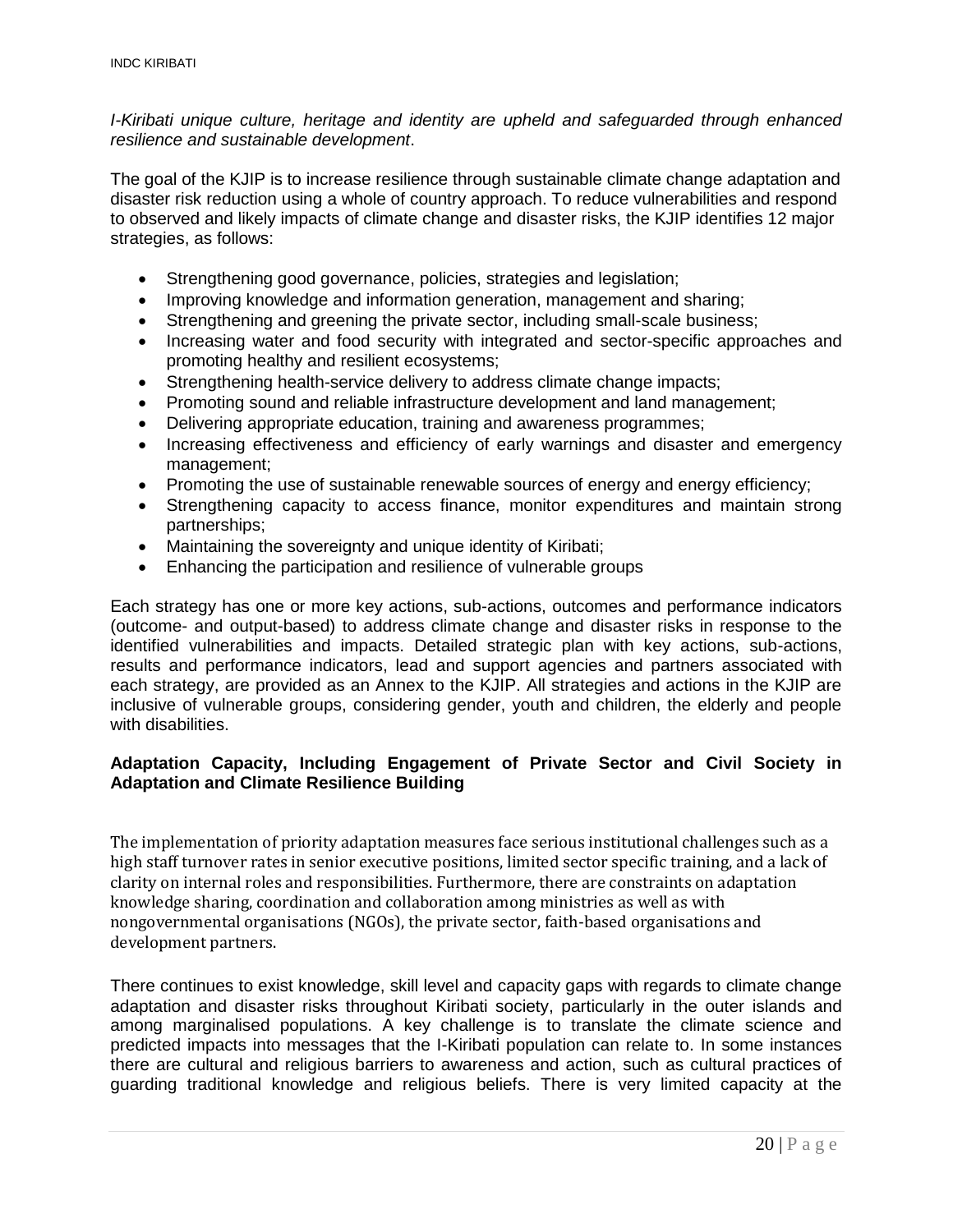*I-Kiribati unique culture, heritage and identity are upheld and safeguarded through enhanced resilience and sustainable development*.

The goal of the KJIP is to increase resilience through sustainable climate change adaptation and disaster risk reduction using a whole of country approach. To reduce vulnerabilities and respond to observed and likely impacts of climate change and disaster risks, the KJIP identifies 12 major strategies, as follows:

- Strengthening good governance, policies, strategies and legislation;
- Improving knowledge and information generation, management and sharing;
- Strengthening and greening the private sector, including small-scale business;
- Increasing water and food security with integrated and sector-specific approaches and promoting healthy and resilient ecosystems;
- Strengthening health-service delivery to address climate change impacts;
- Promoting sound and reliable infrastructure development and land management;
- Delivering appropriate education, training and awareness programmes;
- Increasing effectiveness and efficiency of early warnings and disaster and emergency management;
- Promoting the use of sustainable renewable sources of energy and energy efficiency;
- Strengthening capacity to access finance, monitor expenditures and maintain strong partnerships;
- Maintaining the sovereignty and unique identity of Kiribati;
- Enhancing the participation and resilience of vulnerable groups

Each strategy has one or more key actions, sub-actions, outcomes and performance indicators (outcome- and output-based) to address climate change and disaster risks in response to the identified vulnerabilities and impacts. Detailed strategic plan with key actions, sub-actions, results and performance indicators, lead and support agencies and partners associated with each strategy, are provided as an Annex to the KJIP. All strategies and actions in the KJIP are inclusive of vulnerable groups, considering gender, youth and children, the elderly and people with disabilities.

**Adaptation Capacity, Including Engagement of Private Sector and Civil Society in Adaptation and Climate Resilience Building**

The implementation of priority adaptation measures face serious institutional challenges such as a high staff turnover rates in senior executive positions, limited sector specific training, and a lack of clarity on internal roles and responsibilities. Furthermore, there are constraints on adaptation knowledge sharing, coordination and collaboration among ministries as well as with nongovernmental organisations (NGOs), the private sector, faith-based organisations and development partners.

There continues to exist knowledge, skill level and capacity gaps with regards to climate change adaptation and disaster risks throughout Kiribati society, particularly in the outer islands and among marginalised populations. A key challenge is to translate the climate science and predicted impacts into messages that the I-Kiribati population can relate to. In some instances there are cultural and religious barriers to awareness and action, such as cultural practices of guarding traditional knowledge and religious beliefs. There is very limited capacity at the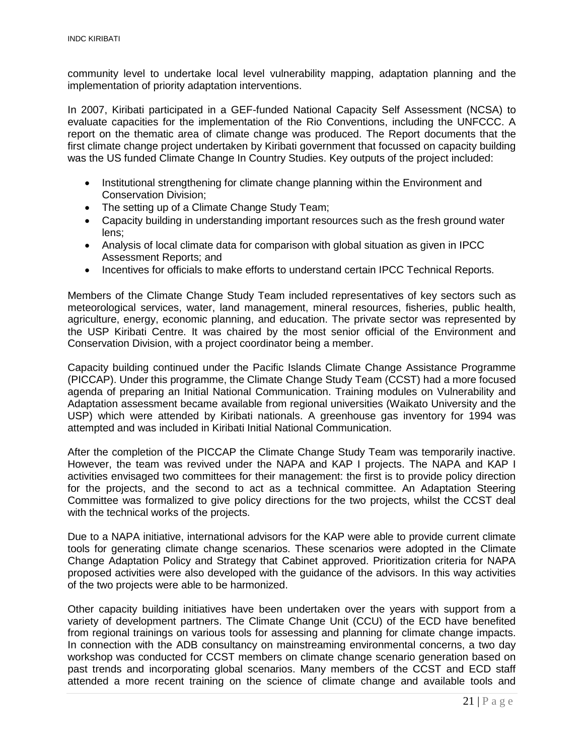community level to undertake local level vulnerability mapping, adaptation planning and the implementation of priority adaptation interventions.

In 2007, Kiribati participated in a GEF-funded National Capacity Self Assessment (NCSA) to evaluate capacities for the implementation of the Rio Conventions, including the UNFCCC. A report on the thematic area of climate change was produced. The Report documents that the first climate change project undertaken by Kiribati government that focussed on capacity building was the US funded Climate Change In Country Studies. Key outputs of the project included:

- Institutional strengthening for climate change planning within the Environment and Conservation Division;
- The setting up of a Climate Change Study Team;
- Capacity building in understanding important resources such as the fresh ground water lens;
- Analysis of local climate data for comparison with global situation as given in IPCC Assessment Reports; and
- Incentives for officials to make efforts to understand certain IPCC Technical Reports.

Members of the Climate Change Study Team included representatives of key sectors such as meteorological services, water, land management, mineral resources, fisheries, public health, agriculture, energy, economic planning, and education. The private sector was represented by the USP Kiribati Centre. It was chaired by the most senior official of the Environment and Conservation Division, with a project coordinator being a member.

Capacity building continued under the Pacific Islands Climate Change Assistance Programme (PICCAP). Under this programme, the Climate Change Study Team (CCST) had a more focused agenda of preparing an Initial National Communication. Training modules on Vulnerability and Adaptation assessment became available from regional universities (Waikato University and the USP) which were attended by Kiribati nationals. A greenhouse gas inventory for 1994 was attempted and was included in Kiribati Initial National Communication.

After the completion of the PICCAP the Climate Change Study Team was temporarily inactive. However, the team was revived under the NAPA and KAP I projects. The NAPA and KAP I activities envisaged two committees for their management: the first is to provide policy direction for the projects, and the second to act as a technical committee. An Adaptation Steering Committee was formalized to give policy directions for the two projects, whilst the CCST deal with the technical works of the projects.

Due to a NAPA initiative, international advisors for the KAP were able to provide current climate tools for generating climate change scenarios. These scenarios were adopted in the Climate Change Adaptation Policy and Strategy that Cabinet approved. Prioritization criteria for NAPA proposed activities were also developed with the guidance of the advisors. In this way activities of the two projects were able to be harmonized.

Other capacity building initiatives have been undertaken over the years with support from a variety of development partners. The Climate Change Unit (CCU) of the ECD have benefited from regional trainings on various tools for assessing and planning for climate change impacts. In connection with the ADB consultancy on mainstreaming environmental concerns, a two day workshop was conducted for CCST members on climate change scenario generation based on past trends and incorporating global scenarios. Many members of the CCST and ECD staff attended a more recent training on the science of climate change and available tools and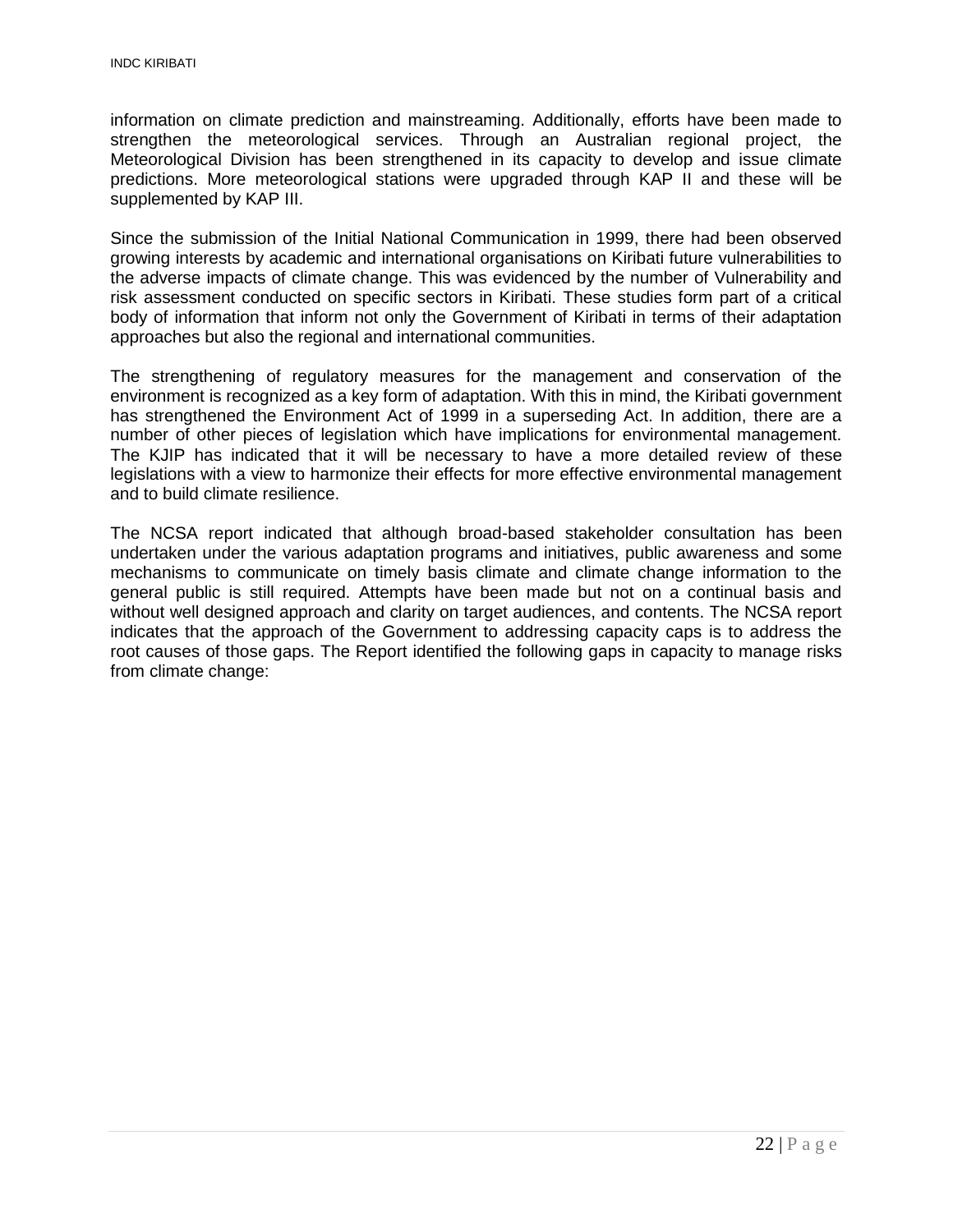information on climate prediction and mainstreaming. Additionally, efforts have been made to strengthen the meteorological services. Through an Australian regional project, the Meteorological Division has been strengthened in its capacity to develop and issue climate predictions. More meteorological stations were upgraded through KAP II and these will be supplemented by KAP III.

Since the submission of the Initial National Communication in 1999, there had been observed growing interests by academic and international organisations on Kiribati future vulnerabilities to the adverse impacts of climate change. This was evidenced by the number of Vulnerability and risk assessment conducted on specific sectors in Kiribati. These studies form part of a critical body of information that inform not only the Government of Kiribati in terms of their adaptation approaches but also the regional and international communities.

The strengthening of regulatory measures for the management and conservation of the environment is recognized as a key form of adaptation. With this in mind, the Kiribati government has strengthened the Environment Act of 1999 in a superseding Act. In addition, there are a number of other pieces of legislation which have implications for environmental management. The KJIP has indicated that it will be necessary to have a more detailed review of these legislations with a view to harmonize their effects for more effective environmental management and to build climate resilience.

The NCSA report indicated that although broad-based stakeholder consultation has been undertaken under the various adaptation programs and initiatives, public awareness and some mechanisms to communicate on timely basis climate and climate change information to the general public is still required. Attempts have been made but not on a continual basis and without well designed approach and clarity on target audiences, and contents. The NCSA report indicates that the approach of the Government to addressing capacity caps is to address the root causes of those gaps. The Report identified the following gaps in capacity to manage risks from climate change: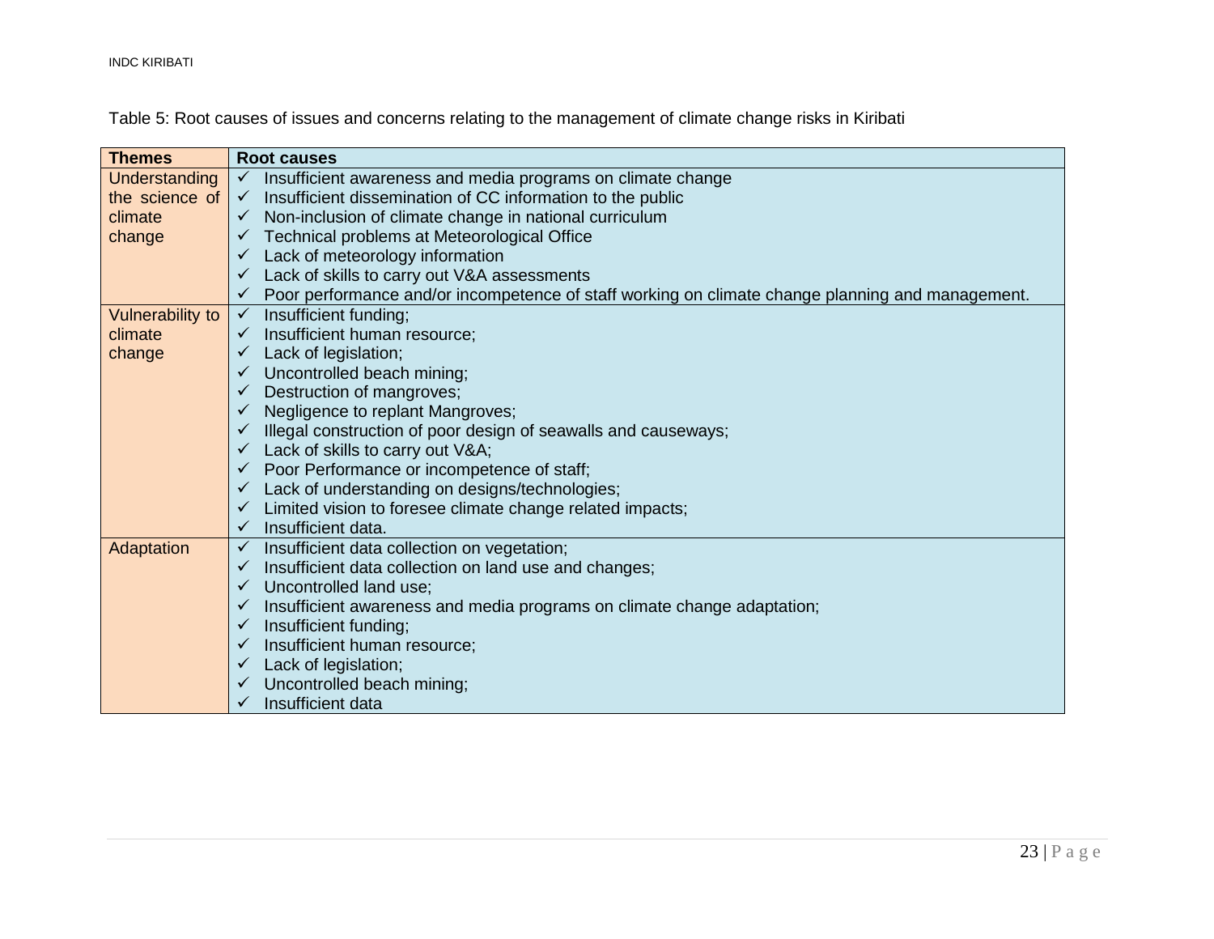Table 5: Root causes of issues and concerns relating to the management of climate change risks in Kiribati

| Themes | Root causes |
|---|---|
| Understanding the science of climate change | ✓ Insufficient awareness and media programs on climate change<br>✓ Insufficient dissemination of CC information to the public<br>✓ Non-inclusion of climate change in national curriculum<br>✓ Technical problems at Meteorological Office<br>✓ Lack of meteorology information<br>✓ Lack of skills to carry out V&A assessments<br>✓ Poor performance and/or incompetence of staff working on climate change planning and management. |
| Vulnerability to climate change | ✓ Insufficient funding;<br>✓ Insufficient human resource;<br>✓ Lack of legislation;<br>✓ Uncontrolled beach mining;<br>✓ Destruction of mangroves;<br>✓ Negligence to replant Mangroves;<br>✓ Illegal construction of poor design of seawalls and causeways;<br>✓ Lack of skills to carry out V&A;<br>✓ Poor Performance or incompetence of staff;<br>✓ Lack of understanding on designs/technologies;<br>✓ Limited vision to foresee climate change related impacts;<br>✓ Insufficient data. |
| Adaptation | ✓ Insufficient data collection on vegetation;<br>✓ Insufficient data collection on land use and changes;<br>✓ Uncontrolled land use;<br>✓ Insufficient awareness and media programs on climate change adaptation;<br>✓ Insufficient funding;<br>✓ Insufficient human resource;<br>✓ Lack of legislation;<br>✓ Uncontrolled beach mining;<br>✓ Insufficient data |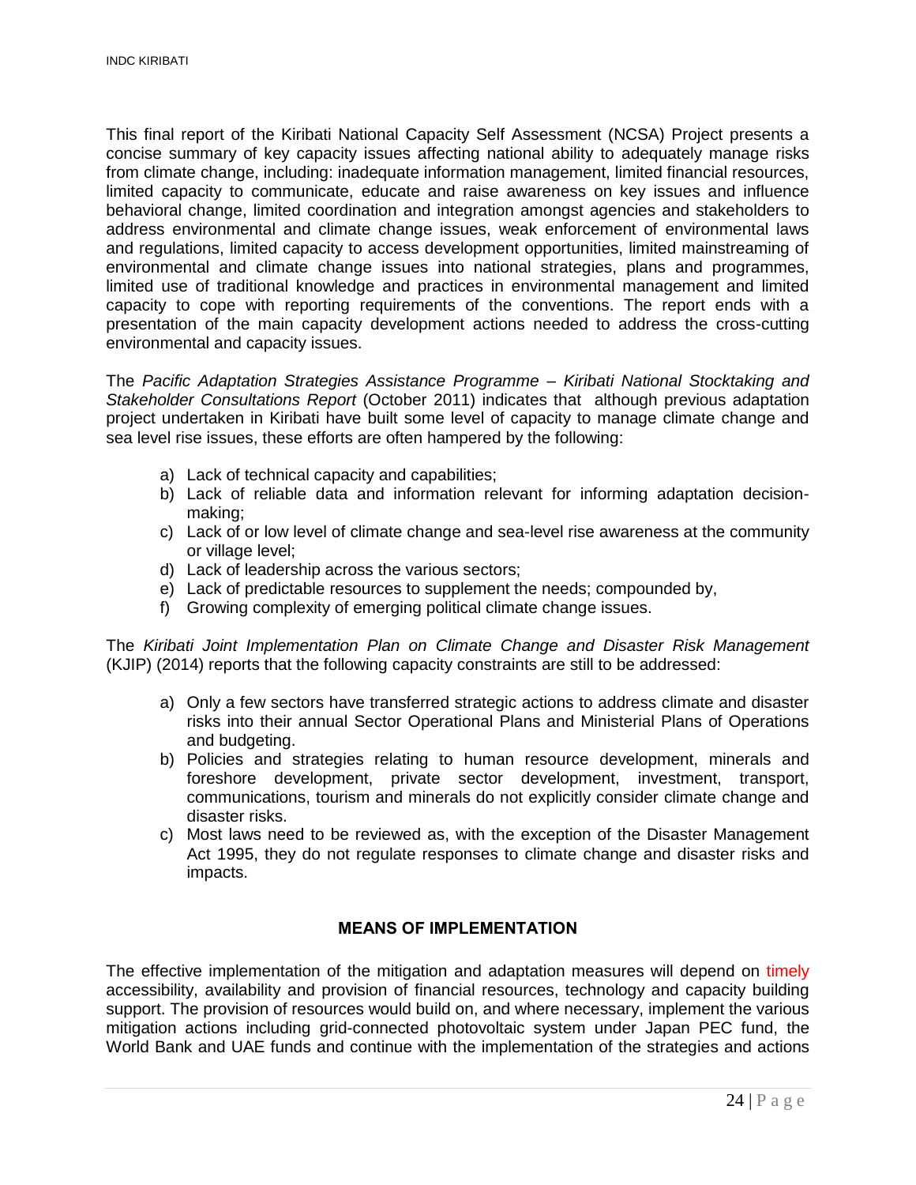This final report of the Kiribati National Capacity Self Assessment (NCSA) Project presents a concise summary of key capacity issues affecting national ability to adequately manage risks from climate change, including: inadequate information management, limited financial resources, limited capacity to communicate, educate and raise awareness on key issues and influence behavioral change, limited coordination and integration amongst agencies and stakeholders to address environmental and climate change issues, weak enforcement of environmental laws and regulations, limited capacity to access development opportunities, limited mainstreaming of environmental and climate change issues into national strategies, plans and programmes, limited use of traditional knowledge and practices in environmental management and limited capacity to cope with reporting requirements of the conventions. The report ends with a presentation of the main capacity development actions needed to address the cross-cutting environmental and capacity issues.

The *Pacific Adaptation Strategies Assistance Programme – Kiribati National Stocktaking and Stakeholder Consultations Report* (October 2011) indicates that although previous adaptation project undertaken in Kiribati have built some level of capacity to manage climate change and sea level rise issues, these efforts are often hampered by the following:

a) Lack of technical capacity and capabilities;
b) Lack of reliable data and information relevant for informing adaptation decision-making;
c) Lack of or low level of climate change and sea-level rise awareness at the community or village level;
d) Lack of leadership across the various sectors;
e) Lack of predictable resources to supplement the needs; compounded by,
f) Growing complexity of emerging political climate change issues.

The *Kiribati Joint Implementation Plan on Climate Change and Disaster Risk Management* (KJIP) (2014) reports that the following capacity constraints are still to be addressed:

a) Only a few sectors have transferred strategic actions to address climate and disaster risks into their annual Sector Operational Plans and Ministerial Plans of Operations and budgeting.
b) Policies and strategies relating to human resource development, minerals and foreshore development, private sector development, investment, transport, communications, tourism and minerals do not explicitly consider climate change and disaster risks.
c) Most laws need to be reviewed as, with the exception of the Disaster Management Act 1995, they do not regulate responses to climate change and disaster risks and impacts.

## MEANS OF IMPLEMENTATION

The effective implementation of the mitigation and adaptation measures will depend on timely accessibility, availability and provision of financial resources, technology and capacity building support. The provision of resources would build on, and where necessary, implement the various mitigation actions including grid-connected photovoltaic system under Japan PEC fund, the World Bank and UAE funds and continue with the implementation of the strategies and actions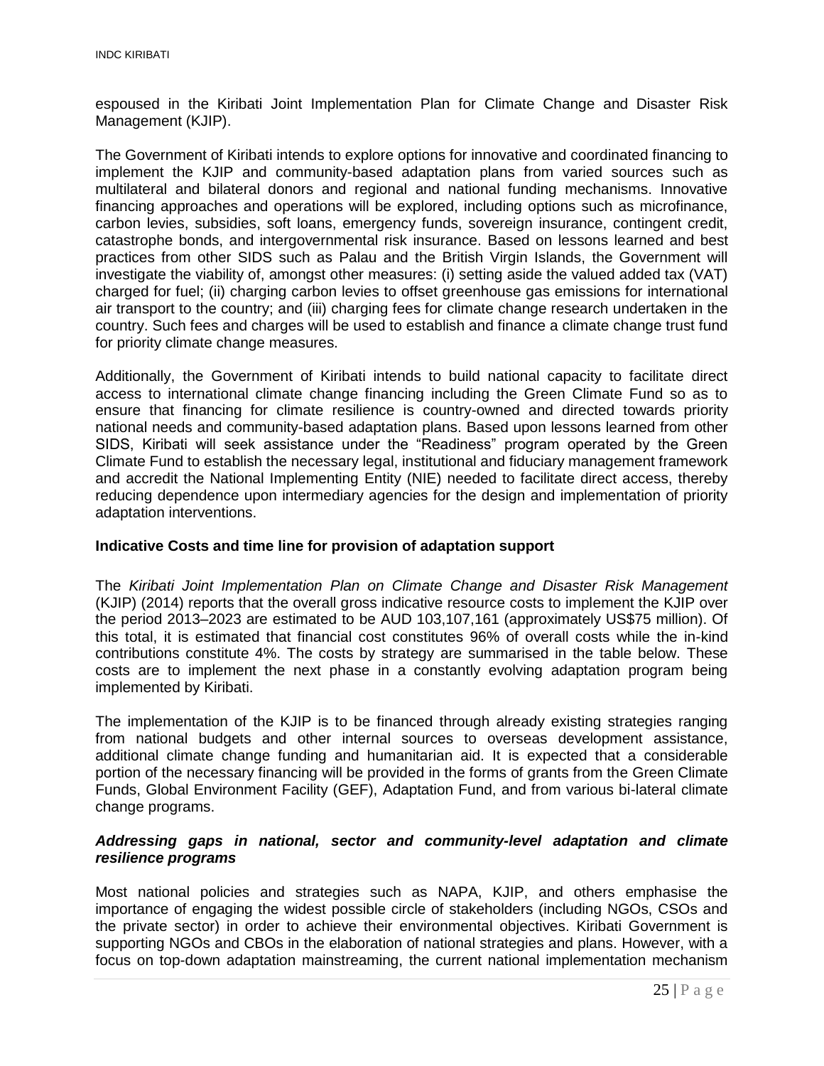espoused in the Kiribati Joint Implementation Plan for Climate Change and Disaster Risk Management (KJIP).

The Government of Kiribati intends to explore options for innovative and coordinated financing to implement the KJIP and community-based adaptation plans from varied sources such as multilateral and bilateral donors and regional and national funding mechanisms. Innovative financing approaches and operations will be explored, including options such as microfinance, carbon levies, subsidies, soft loans, emergency funds, sovereign insurance, contingent credit, catastrophe bonds, and intergovernmental risk insurance. Based on lessons learned and best practices from other SIDS such as Palau and the British Virgin Islands, the Government will investigate the viability of, amongst other measures: (i) setting aside the valued added tax (VAT) charged for fuel; (ii) charging carbon levies to offset greenhouse gas emissions for international air transport to the country; and (iii) charging fees for climate change research undertaken in the country. Such fees and charges will be used to establish and finance a climate change trust fund for priority climate change measures.

Additionally, the Government of Kiribati intends to build national capacity to facilitate direct access to international climate change financing including the Green Climate Fund so as to ensure that financing for climate resilience is country-owned and directed towards priority national needs and community-based adaptation plans. Based upon lessons learned from other SIDS, Kiribati will seek assistance under the "Readiness" program operated by the Green Climate Fund to establish the necessary legal, institutional and fiduciary management framework and accredit the National Implementing Entity (NIE) needed to facilitate direct access, thereby reducing dependence upon intermediary agencies for the design and implementation of priority adaptation interventions.

**Indicative Costs and time line for provision of adaptation support**

The *Kiribati Joint Implementation Plan on Climate Change and Disaster Risk Management* (KJIP) (2014) reports that the overall gross indicative resource costs to implement the KJIP over the period 2013–2023 are estimated to be AUD 103,107,161 (approximately US$75 million). Of this total, it is estimated that financial cost constitutes 96% of overall costs while the in-kind contributions constitute 4%. The costs by strategy are summarised in the table below. These costs are to implement the next phase in a constantly evolving adaptation program being implemented by Kiribati.

The implementation of the KJIP is to be financed through already existing strategies ranging from national budgets and other internal sources to overseas development assistance, additional climate change funding and humanitarian aid. It is expected that a considerable portion of the necessary financing will be provided in the forms of grants from the Green Climate Funds, Global Environment Facility (GEF), Adaptation Fund, and from various bi-lateral climate change programs.

***Addressing gaps in national, sector and community-level adaptation and climate resilience programs***

Most national policies and strategies such as NAPA, KJIP, and others emphasise the importance of engaging the widest possible circle of stakeholders (including NGOs, CSOs and the private sector) in order to achieve their environmental objectives. Kiribati Government is supporting NGOs and CBOs in the elaboration of national strategies and plans. However, with a focus on top-down adaptation mainstreaming, the current national implementation mechanism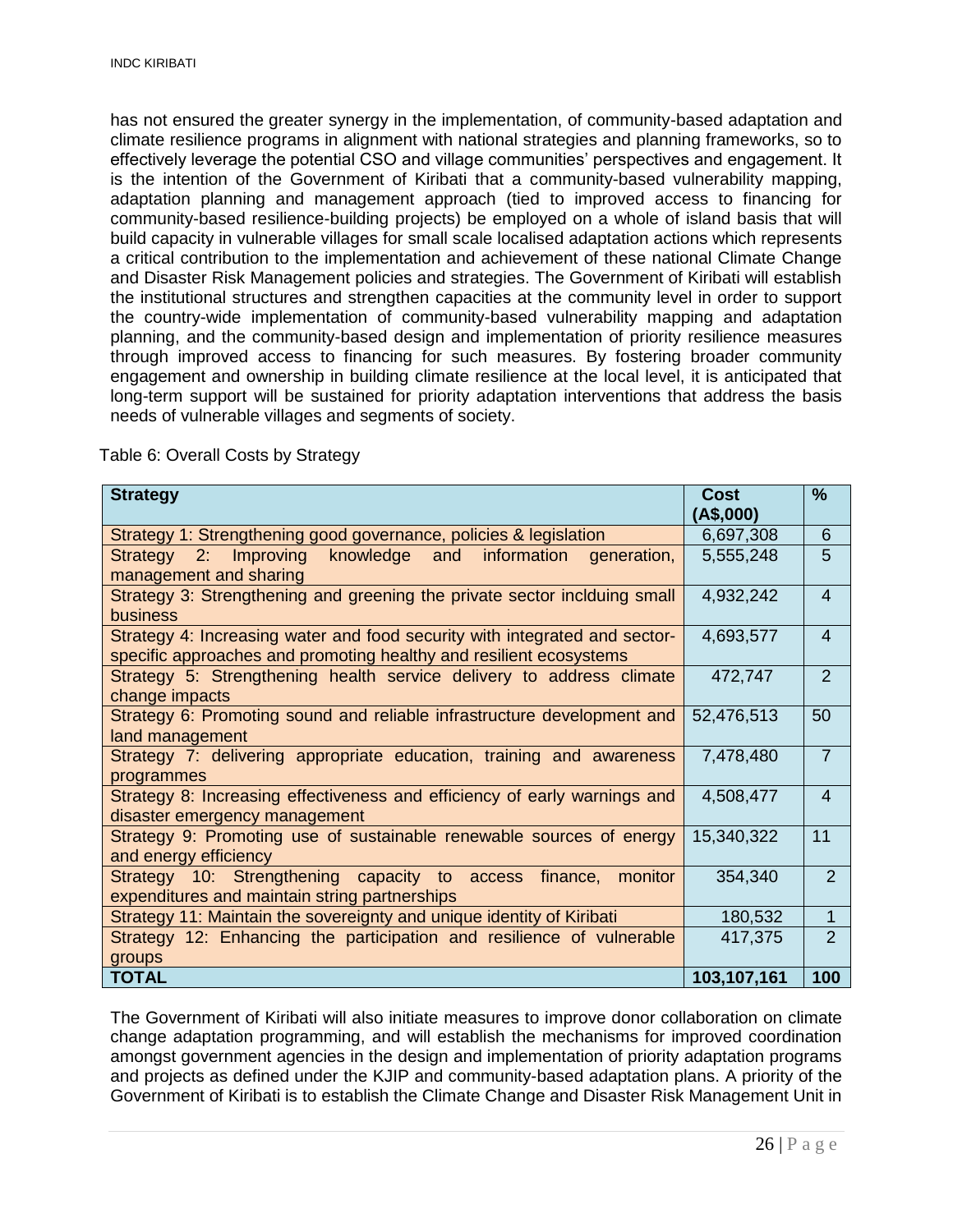has not ensured the greater synergy in the implementation, of community-based adaptation and climate resilience programs in alignment with national strategies and planning frameworks, so to effectively leverage the potential CSO and village communities' perspectives and engagement. It is the intention of the Government of Kiribati that a community-based vulnerability mapping, adaptation planning and management approach (tied to improved access to financing for community-based resilience-building projects) be employed on a whole of island basis that will build capacity in vulnerable villages for small scale localised adaptation actions which represents a critical contribution to the implementation and achievement of these national Climate Change and Disaster Risk Management policies and strategies. The Government of Kiribati will establish the institutional structures and strengthen capacities at the community level in order to support the country-wide implementation of community-based vulnerability mapping and adaptation planning, and the community-based design and implementation of priority resilience measures through improved access to financing for such measures. By fostering broader community engagement and ownership in building climate resilience at the local level, it is anticipated that long-term support will be sustained for priority adaptation interventions that address the basis needs of vulnerable villages and segments of society.

Table 6: Overall Costs by Strategy

| **Strategy** | **Cost (A$,000)** | **%** |
|---|---|---|
| Strategy 1: Strengthening good governance, policies & legislation | 6,697,308 | 6 |
| Strategy 2: Improving knowledge and information generation, management and sharing | 5,555,248 | 5 |
| Strategy 3: Strengthening and greening the private sector inclduing small business | 4,932,242 | 4 |
| Strategy 4: Increasing water and food security with integrated and sector-specific approaches and promoting healthy and resilient ecosystems | 4,693,577 | 4 |
| Strategy 5: Strengthening health service delivery to address climate change impacts | 472,747 | 2 |
| Strategy 6: Promoting sound and reliable infrastructure development and land management | 52,476,513 | 50 |
| Strategy 7: delivering appropriate education, training and awareness programmes | 7,478,480 | 7 |
| Strategy 8: Increasing effectiveness and efficiency of early warnings and disaster emergency management | 4,508,477 | 4 |
| Strategy 9: Promoting use of sustainable renewable sources of energy and energy efficiency | 15,340,322 | 11 |
| Strategy 10: Strengthening capacity to access finance, monitor expenditures and maintain string partnerships | 354,340 | 2 |
| Strategy 11: Maintain the sovereignty and unique identity of Kiribati | 180,532 | 1 |
| Strategy 12: Enhancing the participation and resilience of vulnerable groups | 417,375 | 2 |
| **TOTAL** | **103,107,161** | **100** |

The Government of Kiribati will also initiate measures to improve donor collaboration on climate change adaptation programming, and will establish the mechanisms for improved coordination amongst government agencies in the design and implementation of priority adaptation programs and projects as defined under the KJIP and community-based adaptation plans. A priority of the Government of Kiribati is to establish the Climate Change and Disaster Risk Management Unit in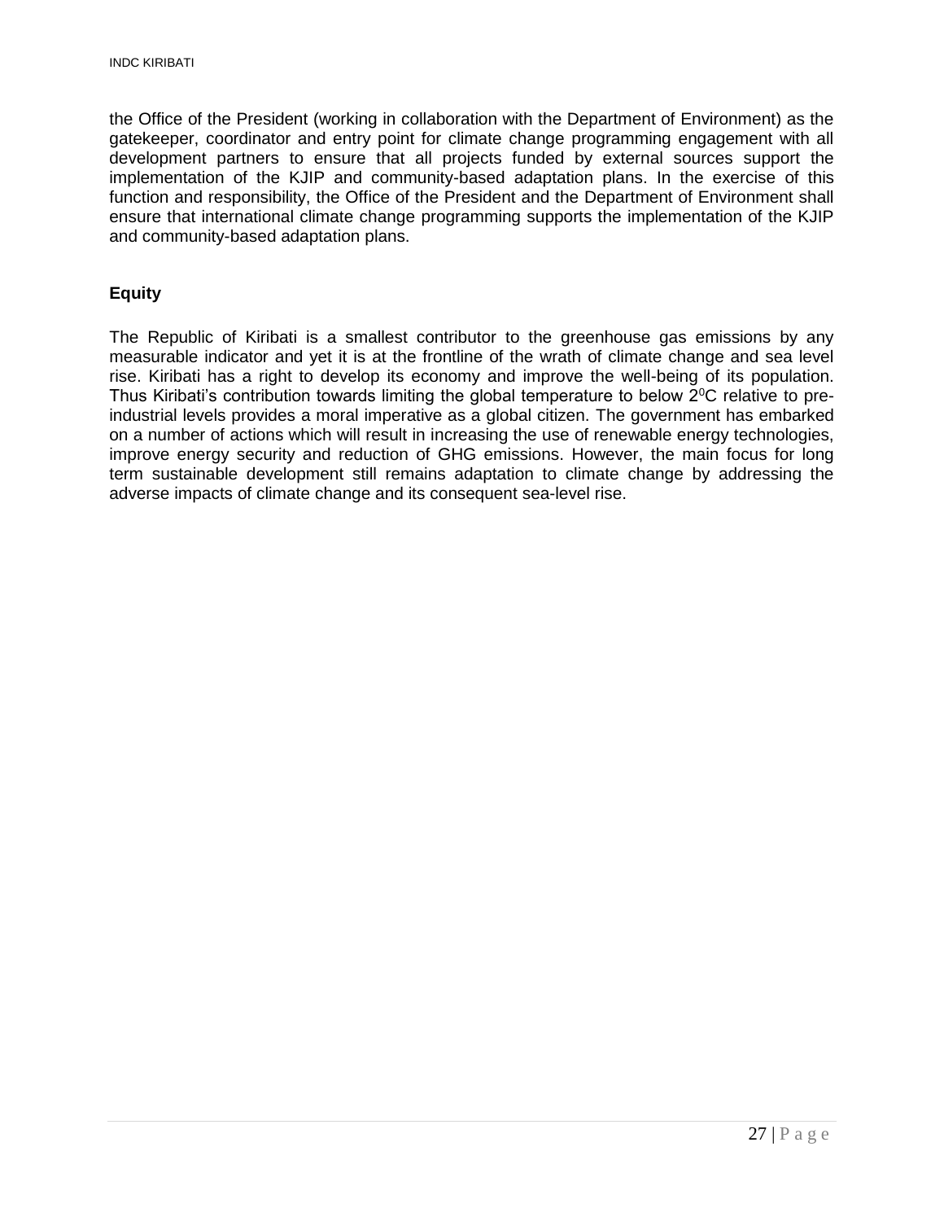the Office of the President (working in collaboration with the Department of Environment) as the gatekeeper, coordinator and entry point for climate change programming engagement with all development partners to ensure that all projects funded by external sources support the implementation of the KJIP and community-based adaptation plans. In the exercise of this function and responsibility, the Office of the President and the Department of Environment shall ensure that international climate change programming supports the implementation of the KJIP and community-based adaptation plans.

**Equity**

The Republic of Kiribati is a smallest contributor to the greenhouse gas emissions by any measurable indicator and yet it is at the frontline of the wrath of climate change and sea level rise. Kiribati has a right to develop its economy and improve the well-being of its population. Thus Kiribati's contribution towards limiting the global temperature to below $2^0$C relative to pre-industrial levels provides a moral imperative as a global citizen. The government has embarked on a number of actions which will result in increasing the use of renewable energy technologies, improve energy security and reduction of GHG emissions. However, the main focus for long term sustainable development still remains adaptation to climate change by addressing the adverse impacts of climate change and its consequent sea-level rise.